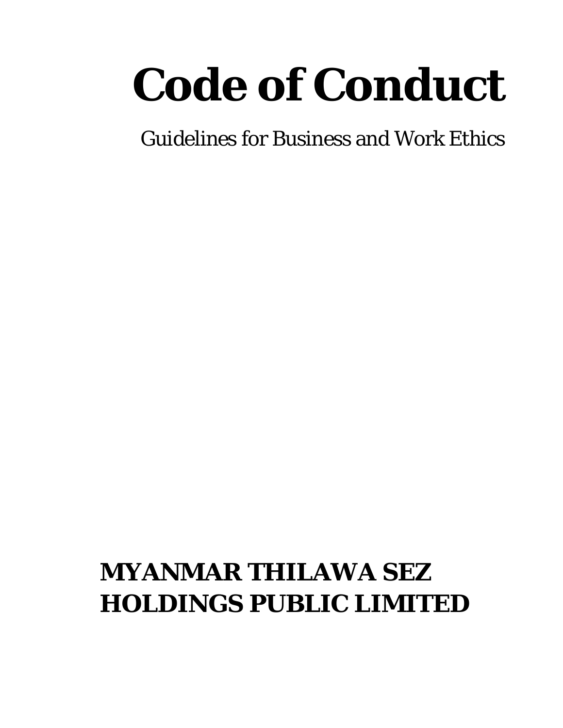# Code of Conduct

Guidelines for Business and Work Ethics

**MYANMAR THILAWA SEZ HOLDINGS PUBLIC LIMITED**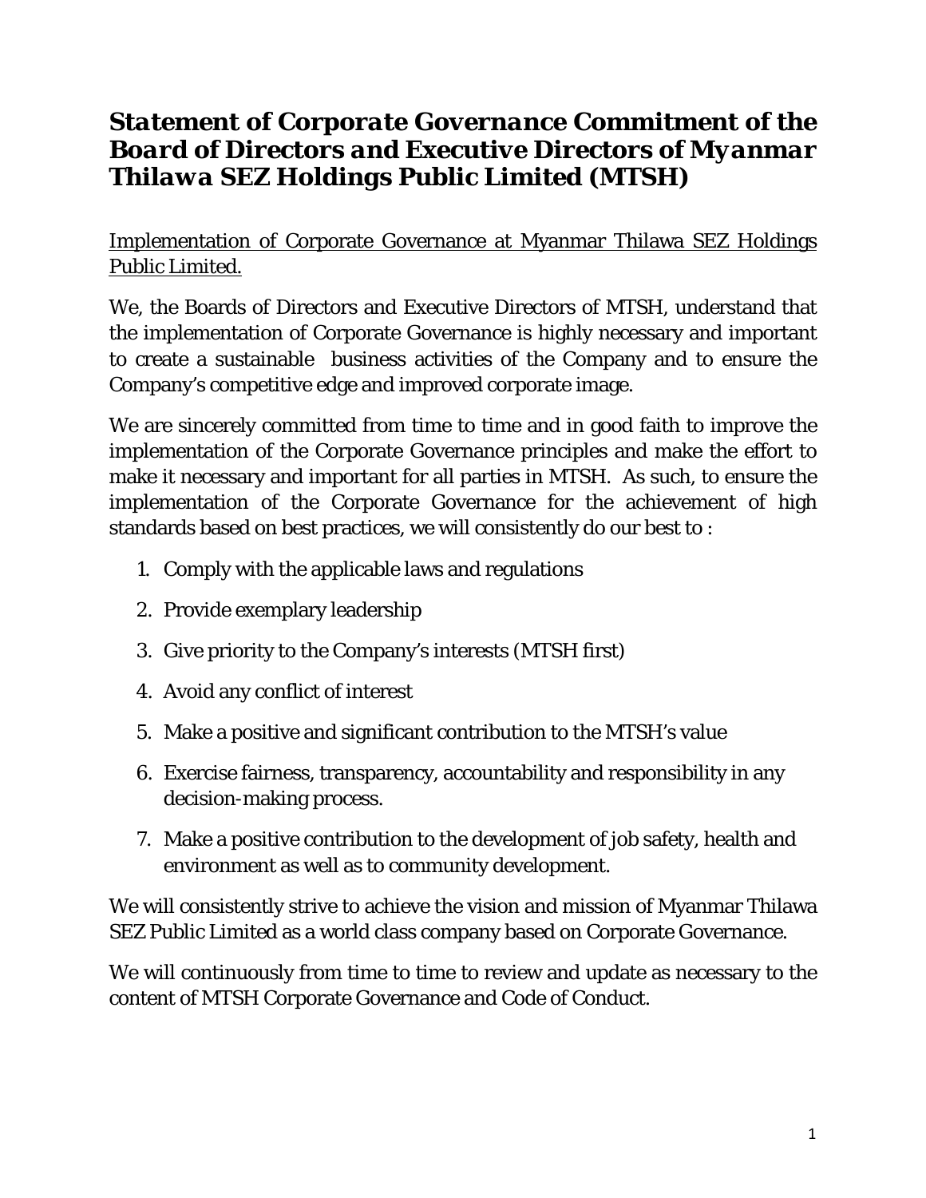# ***Statement of Corporate Governance Commitment of the Board of Directors and Executive Directors of Myanmar Thilawa SEZ Holdings Public Limited (MTSH)***

Implementation of Corporate Governance at Myanmar Thilawa SEZ Holdings Public Limited.

We, the Boards of Directors and Executive Directors of MTSH, understand that the implementation of Corporate Governance is highly necessary and important to create a sustainable business activities of the Company and to ensure the Company's competitive edge and improved corporate image.

We are sincerely committed from time to time and in good faith to improve the implementation of the Corporate Governance principles and make the effort to make it necessary and important for all parties in MTSH. As such, to ensure the implementation of the Corporate Governance for the achievement of high standards based on best practices, we will consistently do our best to :

1. Comply with the applicable laws and regulations
2. Provide exemplary leadership
3. Give priority to the Company's interests (MTSH first)
4. Avoid any conflict of interest
5. Make a positive and significant contribution to the MTSH's value
6. Exercise fairness, transparency, accountability and responsibility in any decision-making process.
7. Make a positive contribution to the development of job safety, health and environment as well as to community development.

We will consistently strive to achieve the vision and mission of Myanmar Thilawa SEZ Public Limited as a world class company based on Corporate Governance.

We will continuously from time to time to review and update as necessary to the content of MTSH Corporate Governance and Code of Conduct.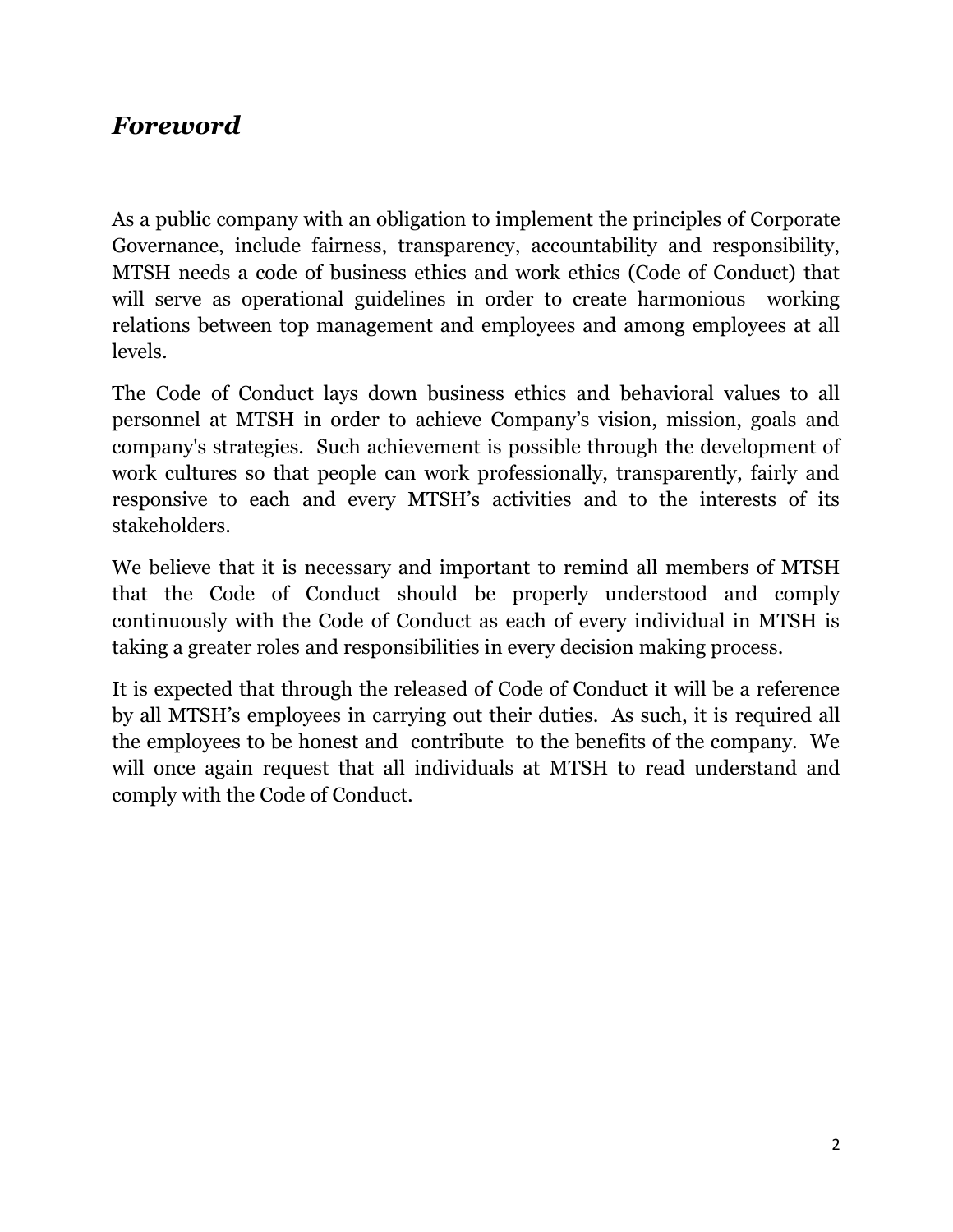## *Foreword*

As a public company with an obligation to implement the principles of Corporate Governance, include fairness, transparency, accountability and responsibility, MTSH needs a code of business ethics and work ethics (Code of Conduct) that will serve as operational guidelines in order to create harmonious working relations between top management and employees and among employees at all levels.

The Code of Conduct lays down business ethics and behavioral values to all personnel at MTSH in order to achieve Company's vision, mission, goals and company's strategies. Such achievement is possible through the development of work cultures so that people can work professionally, transparently, fairly and responsive to each and every MTSH's activities and to the interests of its stakeholders.

We believe that it is necessary and important to remind all members of MTSH that the Code of Conduct should be properly understood and comply continuously with the Code of Conduct as each of every individual in MTSH is taking a greater roles and responsibilities in every decision making process.

It is expected that through the released of Code of Conduct it will be a reference by all MTSH's employees in carrying out their duties. As such, it is required all the employees to be honest and contribute to the benefits of the company. We will once again request that all individuals at MTSH to read understand and comply with the Code of Conduct.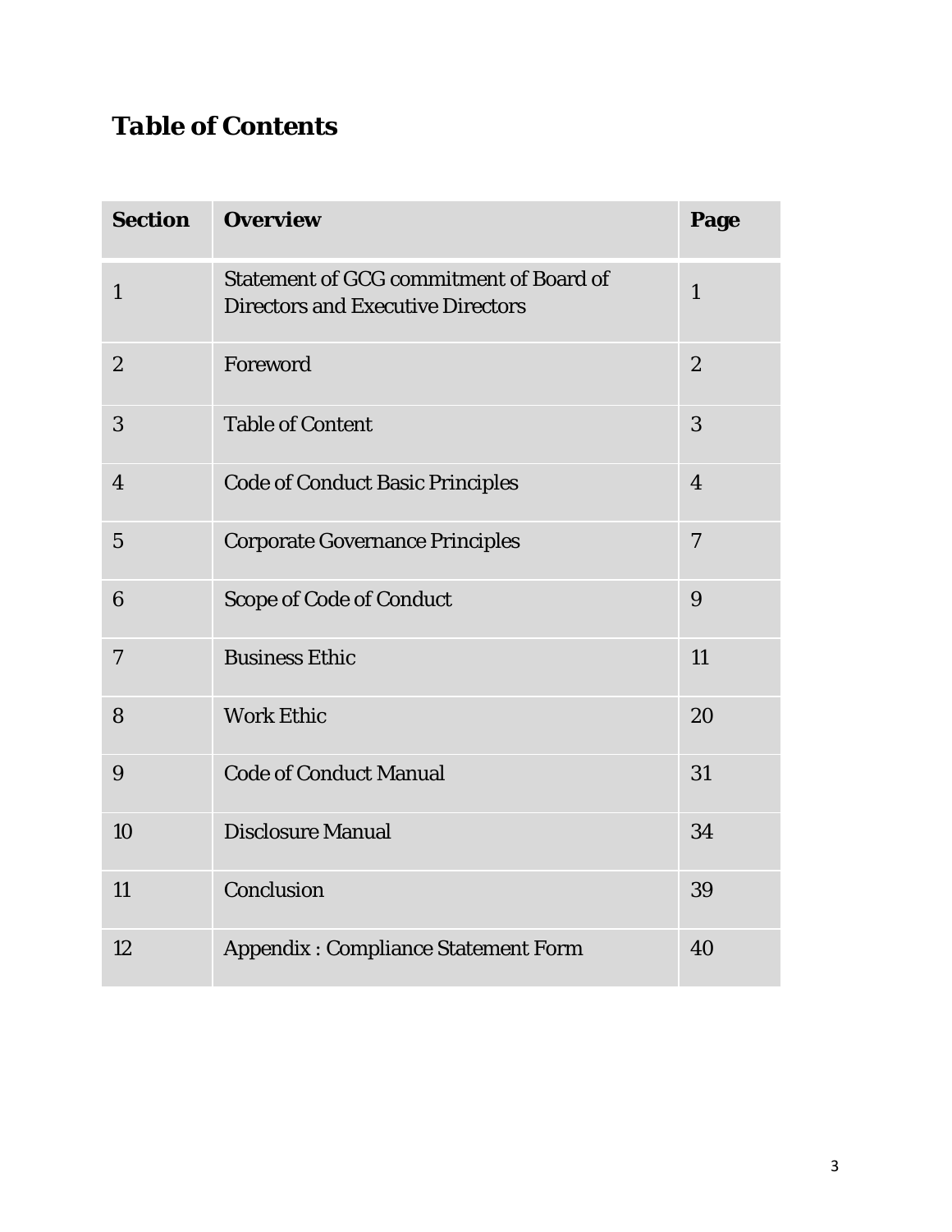## ***Table of Contents***

| **Section** | **Overview** | **Page** |
|---|---|---|
| 1 | Statement of GCG commitment of Board of Directors and Executive Directors | 1 |
| 2 | Foreword | 2 |
| 3 | Table of Content | 3 |
| 4 | Code of Conduct Basic Principles | 4 |
| 5 | Corporate Governance Principles | 7 |
| 6 | Scope of Code of Conduct | 9 |
| 7 | Business Ethic | 11 |
| 8 | Work Ethic | 20 |
| 9 | Code of Conduct Manual | 31 |
| 10 | Disclosure Manual | 34 |
| 11 | Conclusion | 39 |
| 12 | Appendix : Compliance Statement Form | 40 |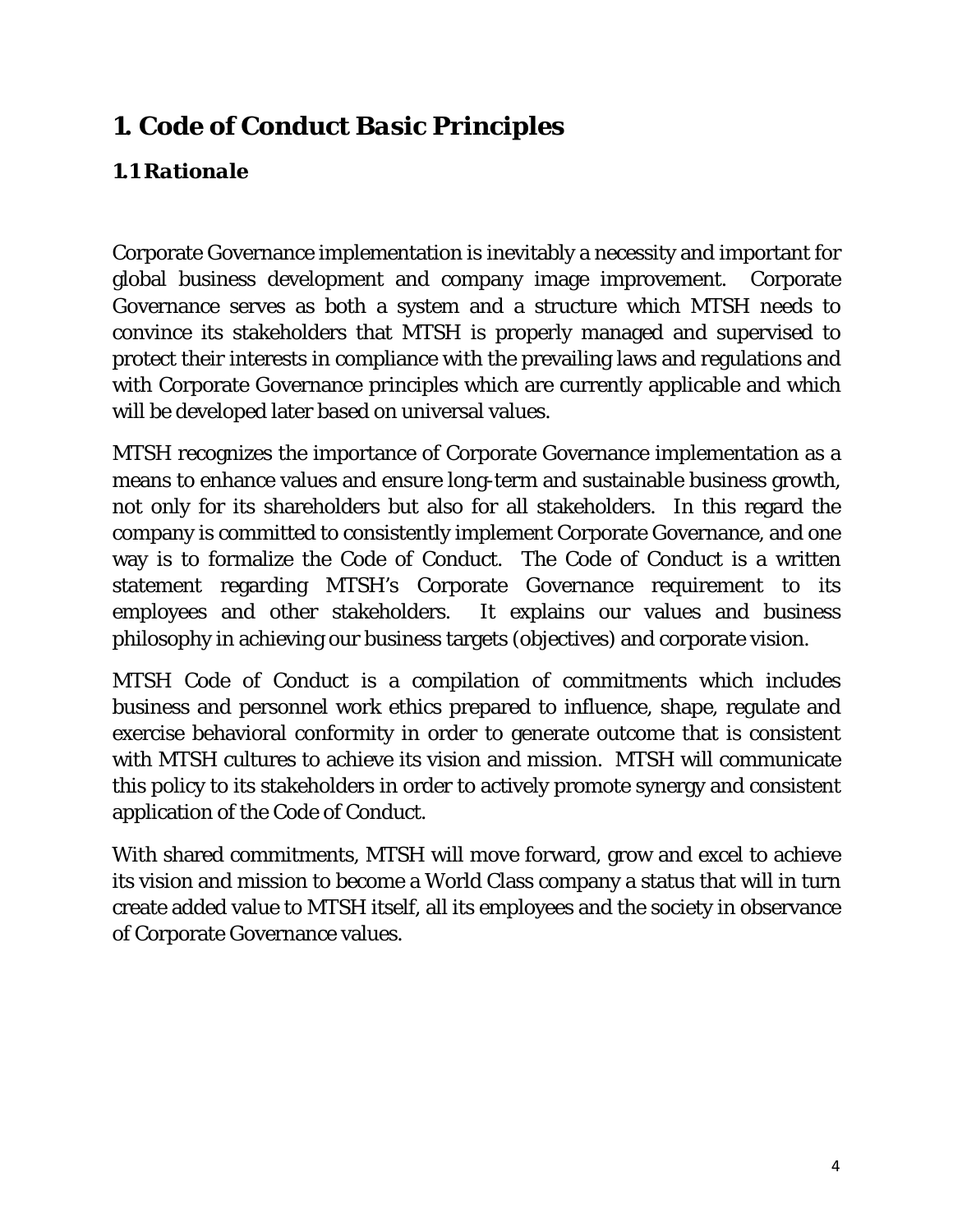# 1. Code of Conduct Basic Principles

## 1.1 Rationale

Corporate Governance implementation is inevitably a necessity and important for global business development and company image improvement. Corporate Governance serves as both a system and a structure which MTSH needs to convince its stakeholders that MTSH is properly managed and supervised to protect their interests in compliance with the prevailing laws and regulations and with Corporate Governance principles which are currently applicable and which will be developed later based on universal values.

MTSH recognizes the importance of Corporate Governance implementation as a means to enhance values and ensure long-term and sustainable business growth, not only for its shareholders but also for all stakeholders. In this regard the company is committed to consistently implement Corporate Governance, and one way is to formalize the Code of Conduct. The Code of Conduct is a written statement regarding MTSH's Corporate Governance requirement to its employees and other stakeholders. It explains our values and business philosophy in achieving our business targets (objectives) and corporate vision.

MTSH Code of Conduct is a compilation of commitments which includes business and personnel work ethics prepared to influence, shape, regulate and exercise behavioral conformity in order to generate outcome that is consistent with MTSH cultures to achieve its vision and mission. MTSH will communicate this policy to its stakeholders in order to actively promote synergy and consistent application of the Code of Conduct.

With shared commitments, MTSH will move forward, grow and excel to achieve its vision and mission to become a World Class company a status that will in turn create added value to MTSH itself, all its employees and the society in observance of Corporate Governance values.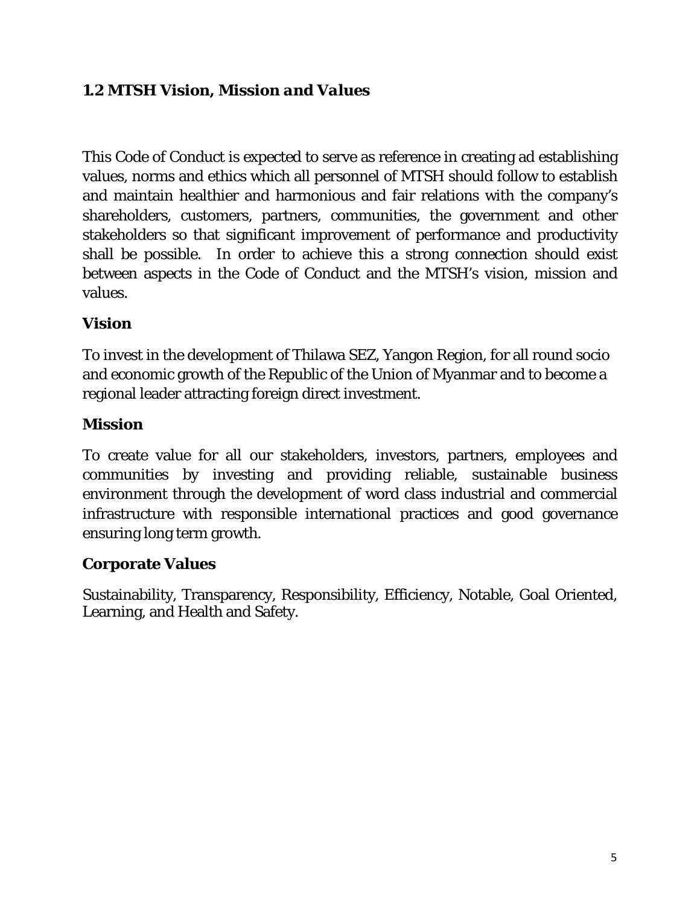## 1.2 MTSH Vision, Mission and Values

This Code of Conduct is expected to serve as reference in creating ad establishing values, norms and ethics which all personnel of MTSH should follow to establish and maintain healthier and harmonious and fair relations with the company's shareholders, customers, partners, communities, the government and other stakeholders so that significant improvement of performance and productivity shall be possible. In order to achieve this a strong connection should exist between aspects in the Code of Conduct and the MTSH's vision, mission and values.

### Vision

To invest in the development of Thilawa SEZ, Yangon Region, for all round socio and economic growth of the Republic of the Union of Myanmar and to become a regional leader attracting foreign direct investment.

### Mission

To create value for all our stakeholders, investors, partners, employees and communities by investing and providing reliable, sustainable business environment through the development of word class industrial and commercial infrastructure with responsible international practices and good governance ensuring long term growth.

### Corporate Values

Sustainability, Transparency, Responsibility, Efficiency, Notable, Goal Oriented, Learning, and Health and Safety.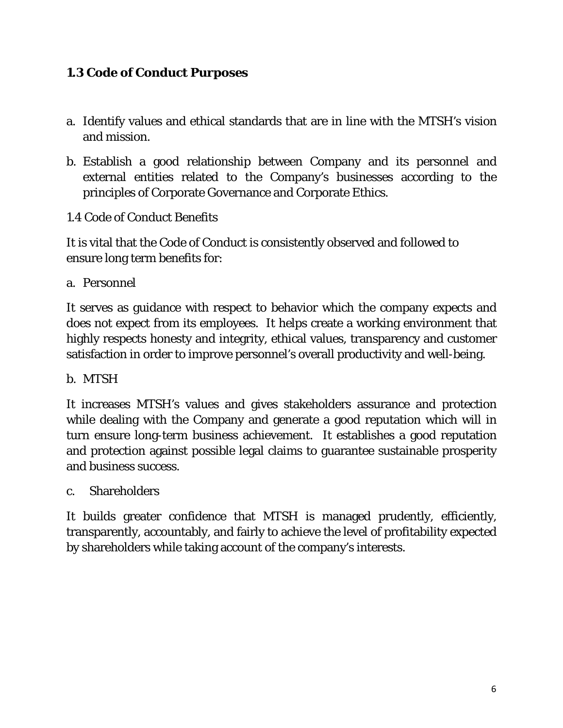### 1.3 Code of Conduct Purposes

a. Identify values and ethical standards that are in line with the MTSH's vision and mission.

b. Establish a good relationship between Company and its personnel and external entities related to the Company's businesses according to the principles of Corporate Governance and Corporate Ethics.

1.4 Code of Conduct Benefits

It is vital that the Code of Conduct is consistently observed and followed to ensure long term benefits for:

a. Personnel

It serves as guidance with respect to behavior which the company expects and does not expect from its employees. It helps create a working environment that highly respects honesty and integrity, ethical values, transparency and customer satisfaction in order to improve personnel's overall productivity and well-being.

b. MTSH

It increases MTSH's values and gives stakeholders assurance and protection while dealing with the Company and generate a good reputation which will in turn ensure long-term business achievement. It establishes a good reputation and protection against possible legal claims to guarantee sustainable prosperity and business success.

c. Shareholders

It builds greater confidence that MTSH is managed prudently, efficiently, transparently, accountably, and fairly to achieve the level of profitability expected by shareholders while taking account of the company's interests.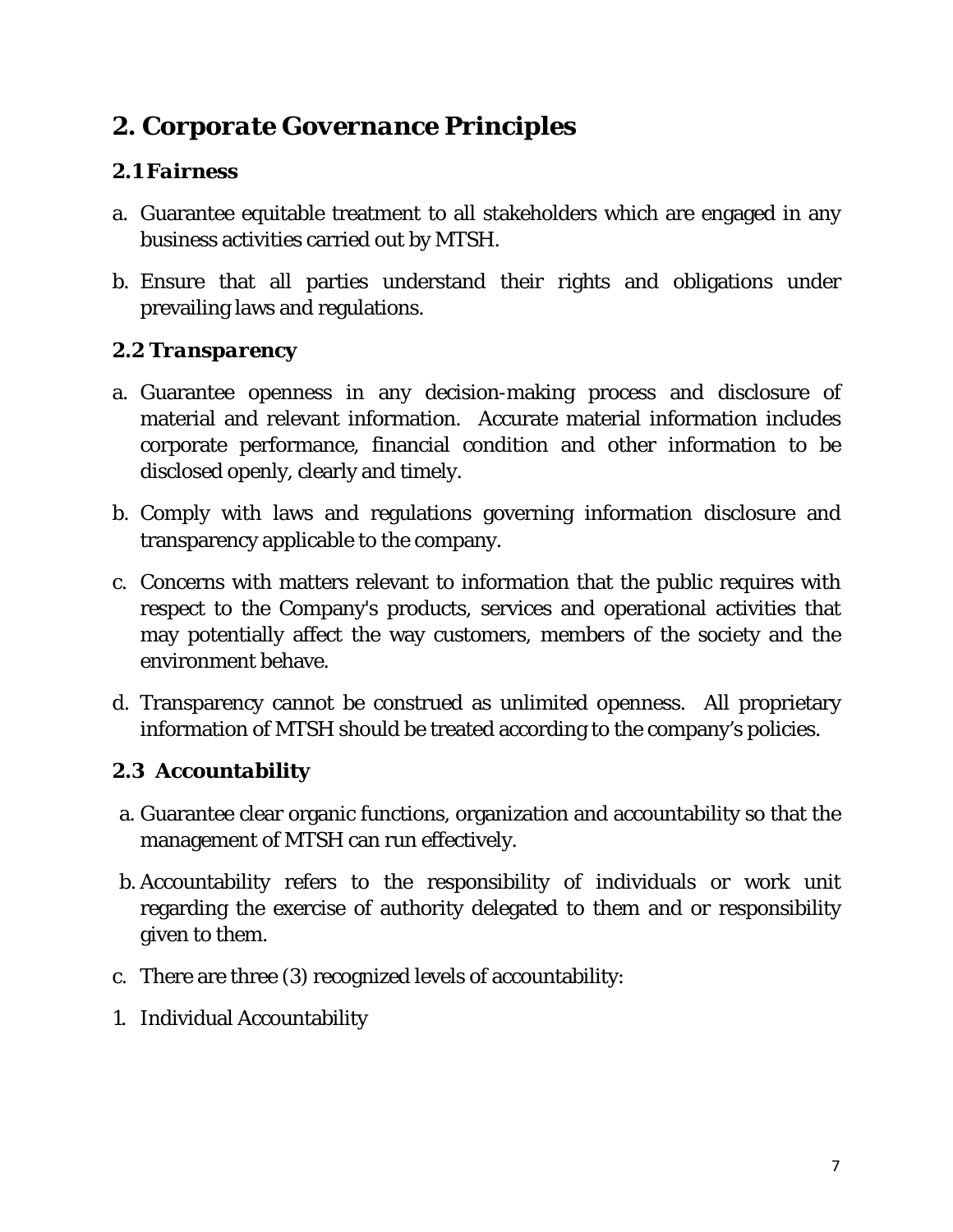## *2. Corporate Governance Principles*

### *2.1 Fairness*

a. Guarantee equitable treatment to all stakeholders which are engaged in any business activities carried out by MTSH.

b. Ensure that all parties understand their rights and obligations under prevailing laws and regulations.

### *2.2 Transparency*

a. Guarantee openness in any decision-making process and disclosure of material and relevant information. Accurate material information includes corporate performance, financial condition and other information to be disclosed openly, clearly and timely.

b. Comply with laws and regulations governing information disclosure and transparency applicable to the company.

c. Concerns with matters relevant to information that the public requires with respect to the Company's products, services and operational activities that may potentially affect the way customers, members of the society and the environment behave.

d. Transparency cannot be construed as unlimited openness. All proprietary information of MTSH should be treated according to the company's policies.

### *2.3 Accountability*

a. Guarantee clear organic functions, organization and accountability so that the management of MTSH can run effectively.

b. Accountability refers to the responsibility of individuals or work unit regarding the exercise of authority delegated to them and or responsibility given to them.

c. There are three (3) recognized levels of accountability:

1. Individual Accountability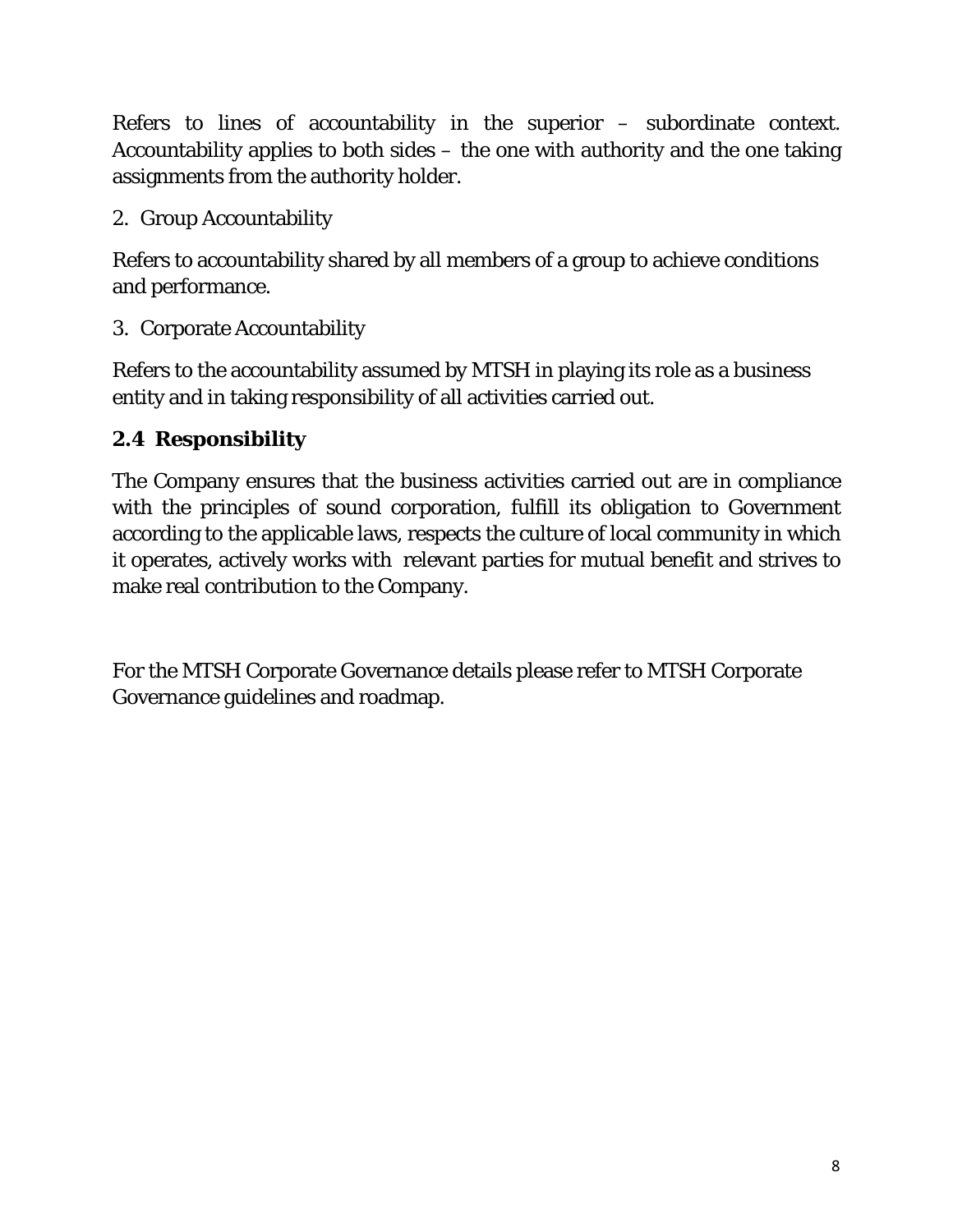Refers to lines of accountability in the superior – subordinate context. Accountability applies to both sides – the one with authority and the one taking assignments from the authority holder.

2. Group Accountability

Refers to accountability shared by all members of a group to achieve conditions and performance.

3. Corporate Accountability

Refers to the accountability assumed by MTSH in playing its role as a business entity and in taking responsibility of all activities carried out.

## 2.4 Responsibility

The Company ensures that the business activities carried out are in compliance with the principles of sound corporation, fulfill its obligation to Government according to the applicable laws, respects the culture of local community in which it operates, actively works with relevant parties for mutual benefit and strives to make real contribution to the Company.

For the MTSH Corporate Governance details please refer to MTSH Corporate Governance guidelines and roadmap.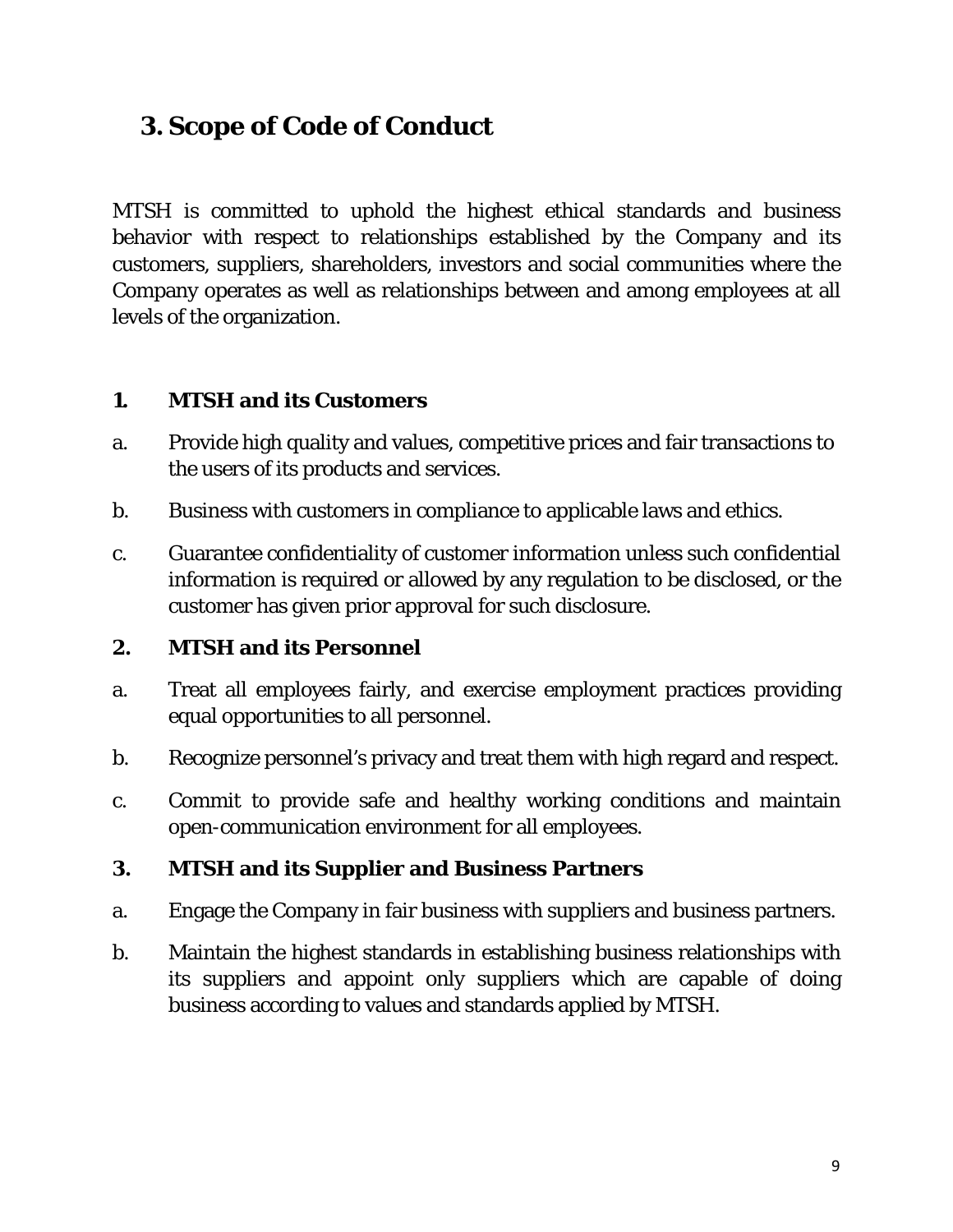# 3. Scope of Code of Conduct

MTSH is committed to uphold the highest ethical standards and business behavior with respect to relationships established by the Company and its customers, suppliers, shareholders, investors and social communities where the Company operates as well as relationships between and among employees at all levels of the organization.

### 1. MTSH and its Customers

a. Provide high quality and values, competitive prices and fair transactions to the users of its products and services.

b. Business with customers in compliance to applicable laws and ethics.

c. Guarantee confidentiality of customer information unless such confidential information is required or allowed by any regulation to be disclosed, or the customer has given prior approval for such disclosure.

### 2. MTSH and its Personnel

a. Treat all employees fairly, and exercise employment practices providing equal opportunities to all personnel.

b. Recognize personnel's privacy and treat them with high regard and respect.

c. Commit to provide safe and healthy working conditions and maintain open-communication environment for all employees.

### 3. MTSH and its Supplier and Business Partners

a. Engage the Company in fair business with suppliers and business partners.

b. Maintain the highest standards in establishing business relationships with its suppliers and appoint only suppliers which are capable of doing business according to values and standards applied by MTSH.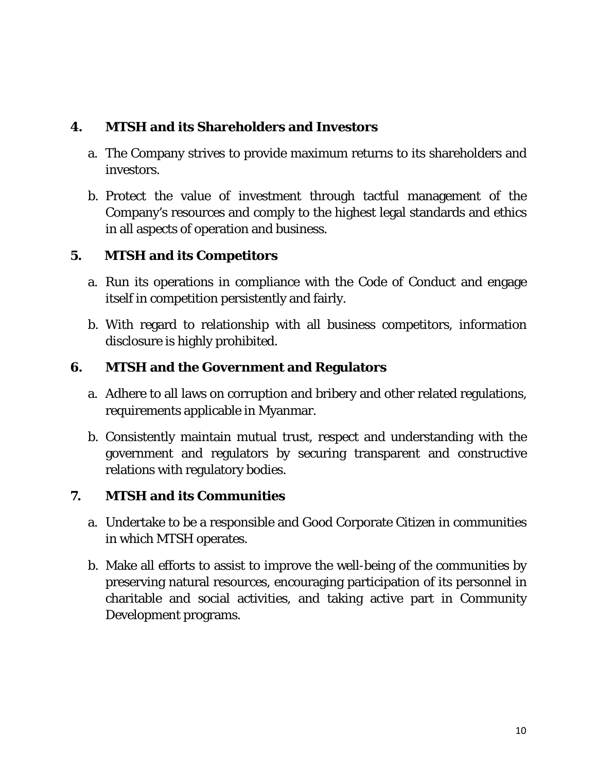## 4. MTSH and its Shareholders and Investors

a. The Company strives to provide maximum returns to its shareholders and investors.

b. Protect the value of investment through tactful management of the Company's resources and comply to the highest legal standards and ethics in all aspects of operation and business.

## 5. MTSH and its Competitors

a. Run its operations in compliance with the Code of Conduct and engage itself in competition persistently and fairly.

b. With regard to relationship with all business competitors, information disclosure is highly prohibited.

## 6. MTSH and the Government and Regulators

a. Adhere to all laws on corruption and bribery and other related regulations, requirements applicable in Myanmar.

b. Consistently maintain mutual trust, respect and understanding with the government and regulators by securing transparent and constructive relations with regulatory bodies.

## 7. MTSH and its Communities

a. Undertake to be a responsible and Good Corporate Citizen in communities in which MTSH operates.

b. Make all efforts to assist to improve the well-being of the communities by preserving natural resources, encouraging participation of its personnel in charitable and social activities, and taking active part in Community Development programs.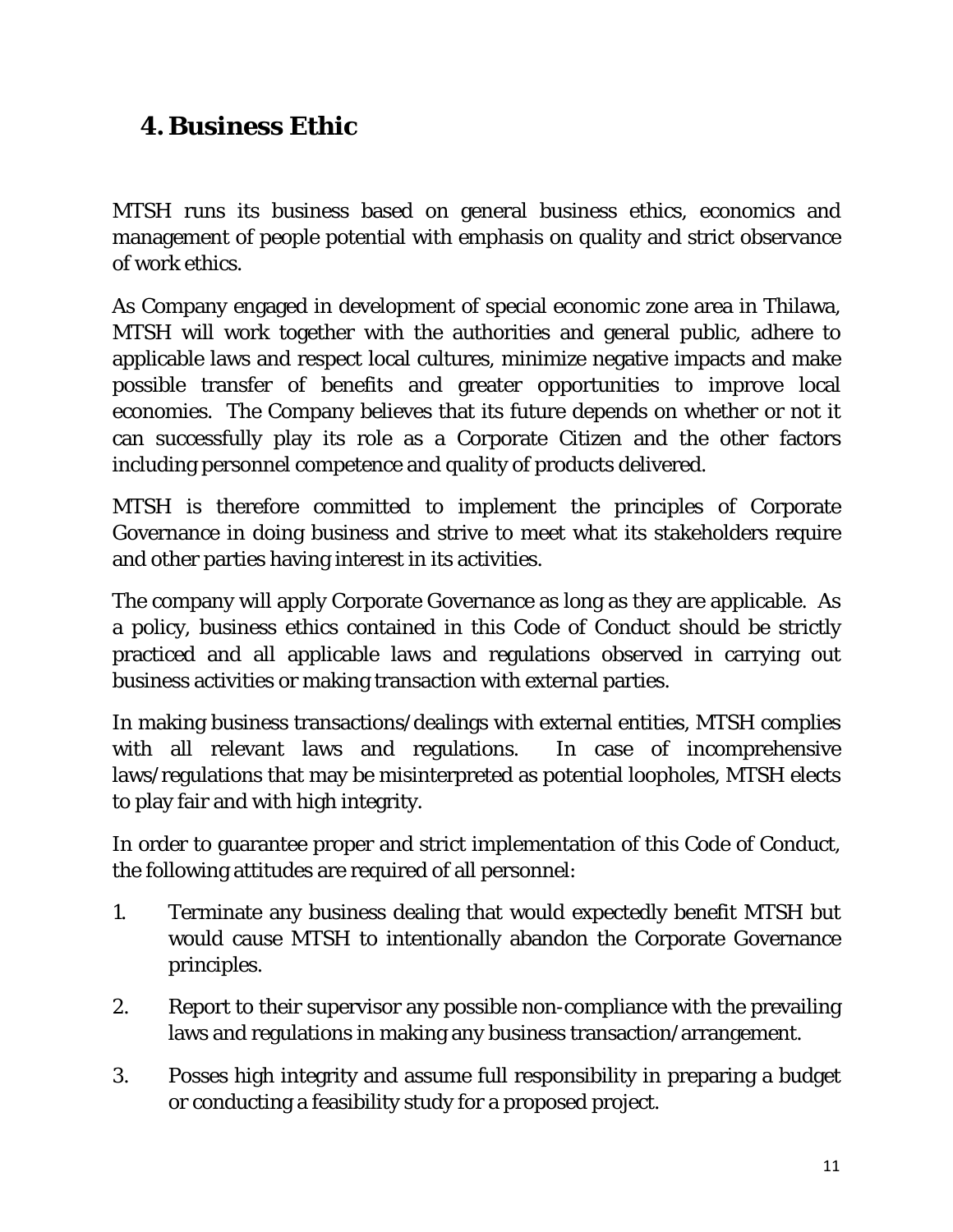# 4. Business Ethic

MTSH runs its business based on general business ethics, economics and management of people potential with emphasis on quality and strict observance of work ethics.

As Company engaged in development of special economic zone area in Thilawa, MTSH will work together with the authorities and general public, adhere to applicable laws and respect local cultures, minimize negative impacts and make possible transfer of benefits and greater opportunities to improve local economies. The Company believes that its future depends on whether or not it can successfully play its role as a Corporate Citizen and the other factors including personnel competence and quality of products delivered.

MTSH is therefore committed to implement the principles of Corporate Governance in doing business and strive to meet what its stakeholders require and other parties having interest in its activities.

The company will apply Corporate Governance as long as they are applicable. As a policy, business ethics contained in this Code of Conduct should be strictly practiced and all applicable laws and regulations observed in carrying out business activities or making transaction with external parties.

In making business transactions/dealings with external entities, MTSH complies with all relevant laws and regulations. In case of incomprehensive laws/regulations that may be misinterpreted as potential loopholes, MTSH elects to play fair and with high integrity.

In order to guarantee proper and strict implementation of this Code of Conduct, the following attitudes are required of all personnel:

1. Terminate any business dealing that would expectedly benefit MTSH but would cause MTSH to intentionally abandon the Corporate Governance principles.
2. Report to their supervisor any possible non-compliance with the prevailing laws and regulations in making any business transaction/arrangement.
3. Posses high integrity and assume full responsibility in preparing a budget or conducting a feasibility study for a proposed project.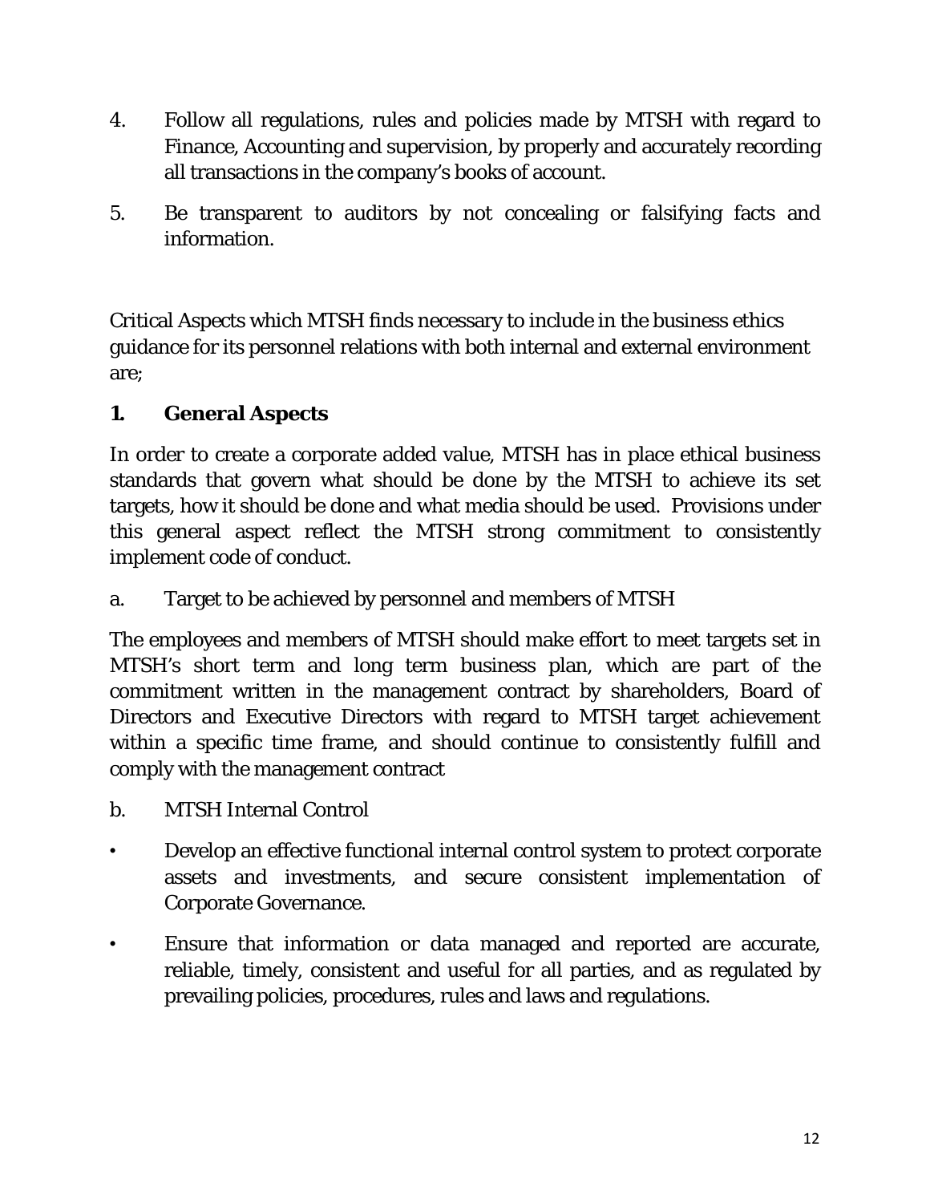4. Follow all regulations, rules and policies made by MTSH with regard to Finance, Accounting and supervision, by properly and accurately recording all transactions in the company's books of account.
5. Be transparent to auditors by not concealing or falsifying facts and information.

Critical Aspects which MTSH finds necessary to include in the business ethics guidance for its personnel relations with both internal and external environment are;

## 1. General Aspects

In order to create a corporate added value, MTSH has in place ethical business standards that govern what should be done by the MTSH to achieve its set targets, how it should be done and what media should be used. Provisions under this general aspect reflect the MTSH strong commitment to consistently implement code of conduct.

a. Target to be achieved by personnel and members of MTSH

The employees and members of MTSH should make effort to meet targets set in MTSH's short term and long term business plan, which are part of the commitment written in the management contract by shareholders, Board of Directors and Executive Directors with regard to MTSH target achievement within a specific time frame, and should continue to consistently fulfill and comply with the management contract

b. MTSH Internal Control

- Develop an effective functional internal control system to protect corporate assets and investments, and secure consistent implementation of Corporate Governance.
- Ensure that information or data managed and reported are accurate, reliable, timely, consistent and useful for all parties, and as regulated by prevailing policies, procedures, rules and laws and regulations.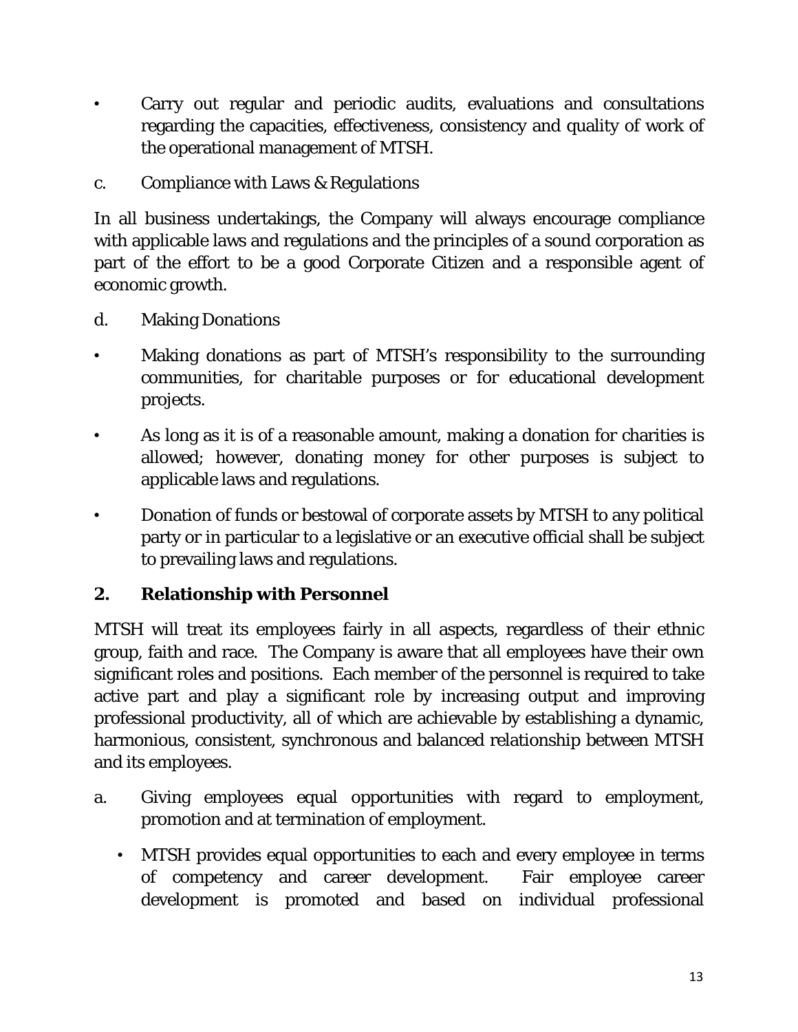- Carry out regular and periodic audits, evaluations and consultations regarding the capacities, effectiveness, consistency and quality of work of the operational management of MTSH.

c. Compliance with Laws & Regulations

In all business undertakings, the Company will always encourage compliance with applicable laws and regulations and the principles of a sound corporation as part of the effort to be a good Corporate Citizen and a responsible agent of economic growth.

d. Making Donations

- Making donations as part of MTSH's responsibility to the surrounding communities, for charitable purposes or for educational development projects.
- As long as it is of a reasonable amount, making a donation for charities is allowed; however, donating money for other purposes is subject to applicable laws and regulations.
- Donation of funds or bestowal of corporate assets by MTSH to any political party or in particular to a legislative or an executive official shall be subject to prevailing laws and regulations.

## 2. Relationship with Personnel

MTSH will treat its employees fairly in all aspects, regardless of their ethnic group, faith and race. The Company is aware that all employees have their own significant roles and positions. Each member of the personnel is required to take active part and play a significant role by increasing output and improving professional productivity, all of which are achievable by establishing a dynamic, harmonious, consistent, synchronous and balanced relationship between MTSH and its employees.

a. Giving employees equal opportunities with regard to employment, promotion and at termination of employment.

   - MTSH provides equal opportunities to each and every employee in terms of competency and career development. Fair employee career development is promoted and based on individual professional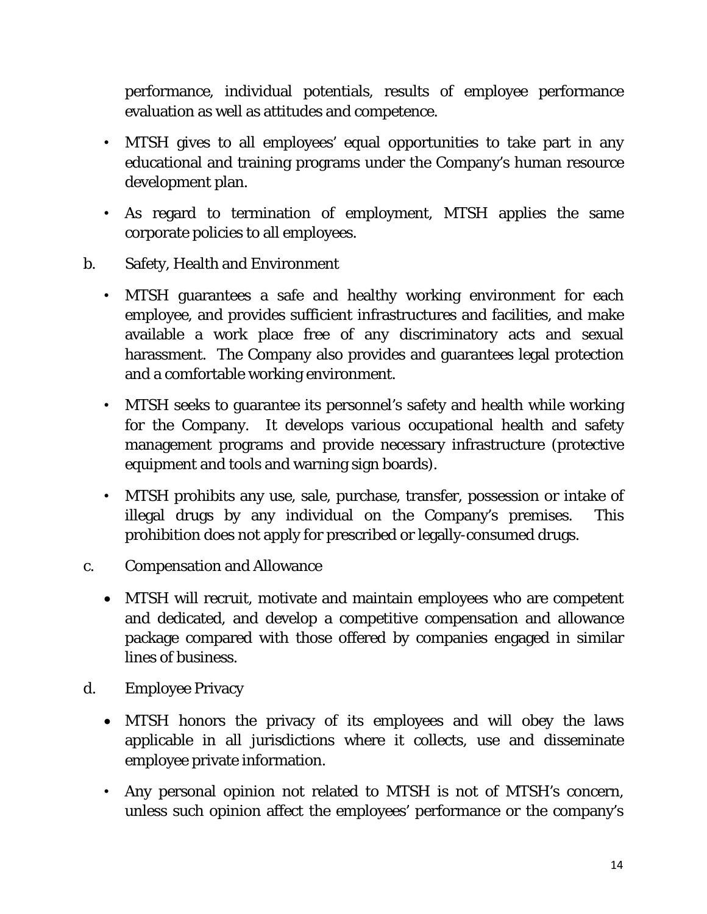performance, individual potentials, results of employee performance evaluation as well as attitudes and competence.

- MTSH gives to all employees' equal opportunities to take part in any educational and training programs under the Company's human resource development plan.
- As regard to termination of employment, MTSH applies the same corporate policies to all employees.

b. Safety, Health and Environment

- MTSH guarantees a safe and healthy working environment for each employee, and provides sufficient infrastructures and facilities, and make available a work place free of any discriminatory acts and sexual harassment. The Company also provides and guarantees legal protection and a comfortable working environment.
- MTSH seeks to guarantee its personnel's safety and health while working for the Company. It develops various occupational health and safety management programs and provide necessary infrastructure (protective equipment and tools and warning sign boards).
- MTSH prohibits any use, sale, purchase, transfer, possession or intake of illegal drugs by any individual on the Company's premises. This prohibition does not apply for prescribed or legally-consumed drugs.

c. Compensation and Allowance

- MTSH will recruit, motivate and maintain employees who are competent and dedicated, and develop a competitive compensation and allowance package compared with those offered by companies engaged in similar lines of business.

d. Employee Privacy

- MTSH honors the privacy of its employees and will obey the laws applicable in all jurisdictions where it collects, use and disseminate employee private information.
- Any personal opinion not related to MTSH is not of MTSH's concern, unless such opinion affect the employees' performance or the company's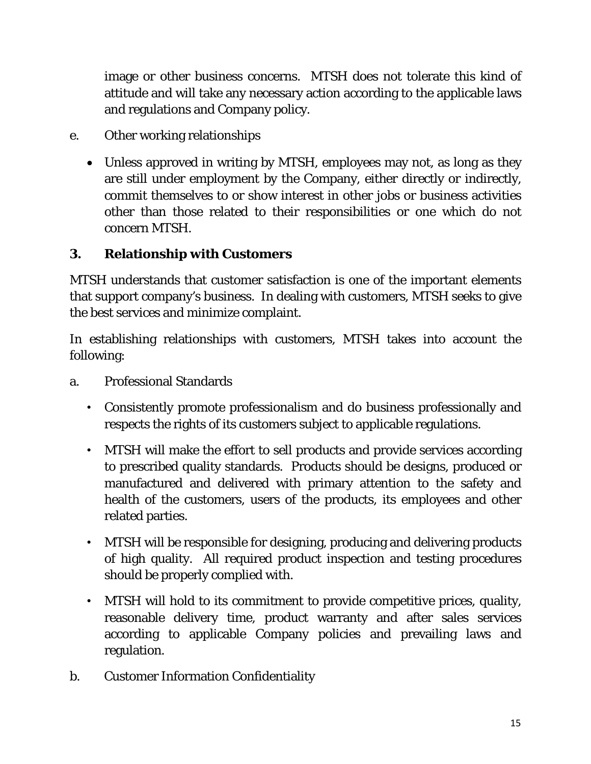image or other business concerns. MTSH does not tolerate this kind of attitude and will take any necessary action according to the applicable laws and regulations and Company policy.

e. Other working relationships

- Unless approved in writing by MTSH, employees may not, as long as they are still under employment by the Company, either directly or indirectly, commit themselves to or show interest in other jobs or business activities other than those related to their responsibilities or one which do not concern MTSH.

## 3. Relationship with Customers

MTSH understands that customer satisfaction is one of the important elements that support company's business. In dealing with customers, MTSH seeks to give the best services and minimize complaint.

In establishing relationships with customers, MTSH takes into account the following:

a. Professional Standards

- Consistently promote professionalism and do business professionally and respects the rights of its customers subject to applicable regulations.
- MTSH will make the effort to sell products and provide services according to prescribed quality standards. Products should be designs, produced or manufactured and delivered with primary attention to the safety and health of the customers, users of the products, its employees and other related parties.
- MTSH will be responsible for designing, producing and delivering products of high quality. All required product inspection and testing procedures should be properly complied with.
- MTSH will hold to its commitment to provide competitive prices, quality, reasonable delivery time, product warranty and after sales services according to applicable Company policies and prevailing laws and regulation.

b. Customer Information Confidentiality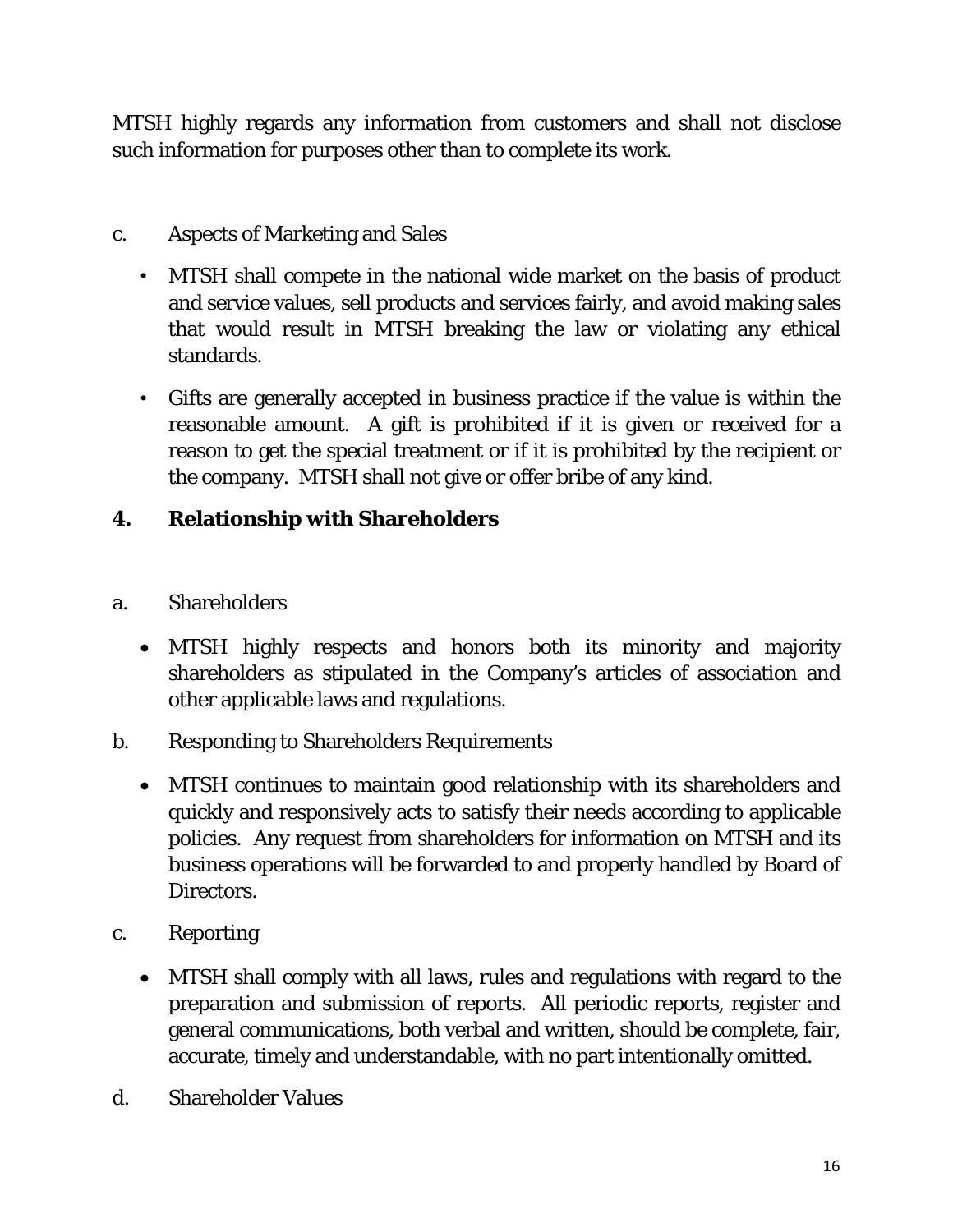MTSH highly regards any information from customers and shall not disclose such information for purposes other than to complete its work.

c. Aspects of Marketing and Sales

- MTSH shall compete in the national wide market on the basis of product and service values, sell products and services fairly, and avoid making sales that would result in MTSH breaking the law or violating any ethical standards.
- Gifts are generally accepted in business practice if the value is within the reasonable amount. A gift is prohibited if it is given or received for a reason to get the special treatment or if it is prohibited by the recipient or the company. MTSH shall not give or offer bribe of any kind.

## 4. Relationship with Shareholders

a. Shareholders

- MTSH highly respects and honors both its minority and majority shareholders as stipulated in the Company's articles of association and other applicable laws and regulations.

b. Responding to Shareholders Requirements

- MTSH continues to maintain good relationship with its shareholders and quickly and responsively acts to satisfy their needs according to applicable policies. Any request from shareholders for information on MTSH and its business operations will be forwarded to and properly handled by Board of Directors.

c. Reporting

- MTSH shall comply with all laws, rules and regulations with regard to the preparation and submission of reports. All periodic reports, register and general communications, both verbal and written, should be complete, fair, accurate, timely and understandable, with no part intentionally omitted.

d. Shareholder Values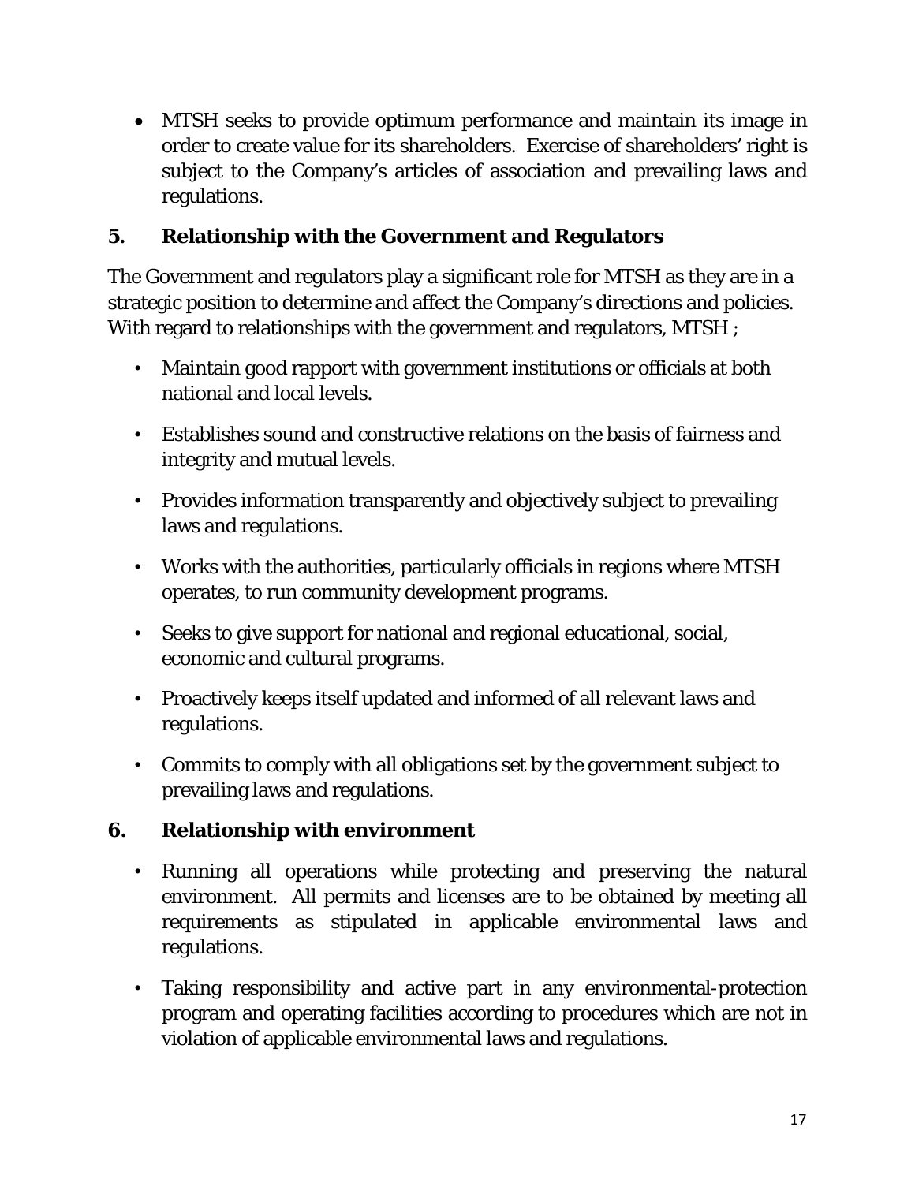- MTSH seeks to provide optimum performance and maintain its image in order to create value for its shareholders. Exercise of shareholders' right is subject to the Company's articles of association and prevailing laws and regulations.

## 5. Relationship with the Government and Regulators

The Government and regulators play a significant role for MTSH as they are in a strategic position to determine and affect the Company's directions and policies. With regard to relationships with the government and regulators, MTSH ;

- Maintain good rapport with government institutions or officials at both national and local levels.
- Establishes sound and constructive relations on the basis of fairness and integrity and mutual levels.
- Provides information transparently and objectively subject to prevailing laws and regulations.
- Works with the authorities, particularly officials in regions where MTSH operates, to run community development programs.
- Seeks to give support for national and regional educational, social, economic and cultural programs.
- Proactively keeps itself updated and informed of all relevant laws and regulations.
- Commits to comply with all obligations set by the government subject to prevailing laws and regulations.

## 6. Relationship with environment

- Running all operations while protecting and preserving the natural environment. All permits and licenses are to be obtained by meeting all requirements as stipulated in applicable environmental laws and regulations.
- Taking responsibility and active part in any environmental-protection program and operating facilities according to procedures which are not in violation of applicable environmental laws and regulations.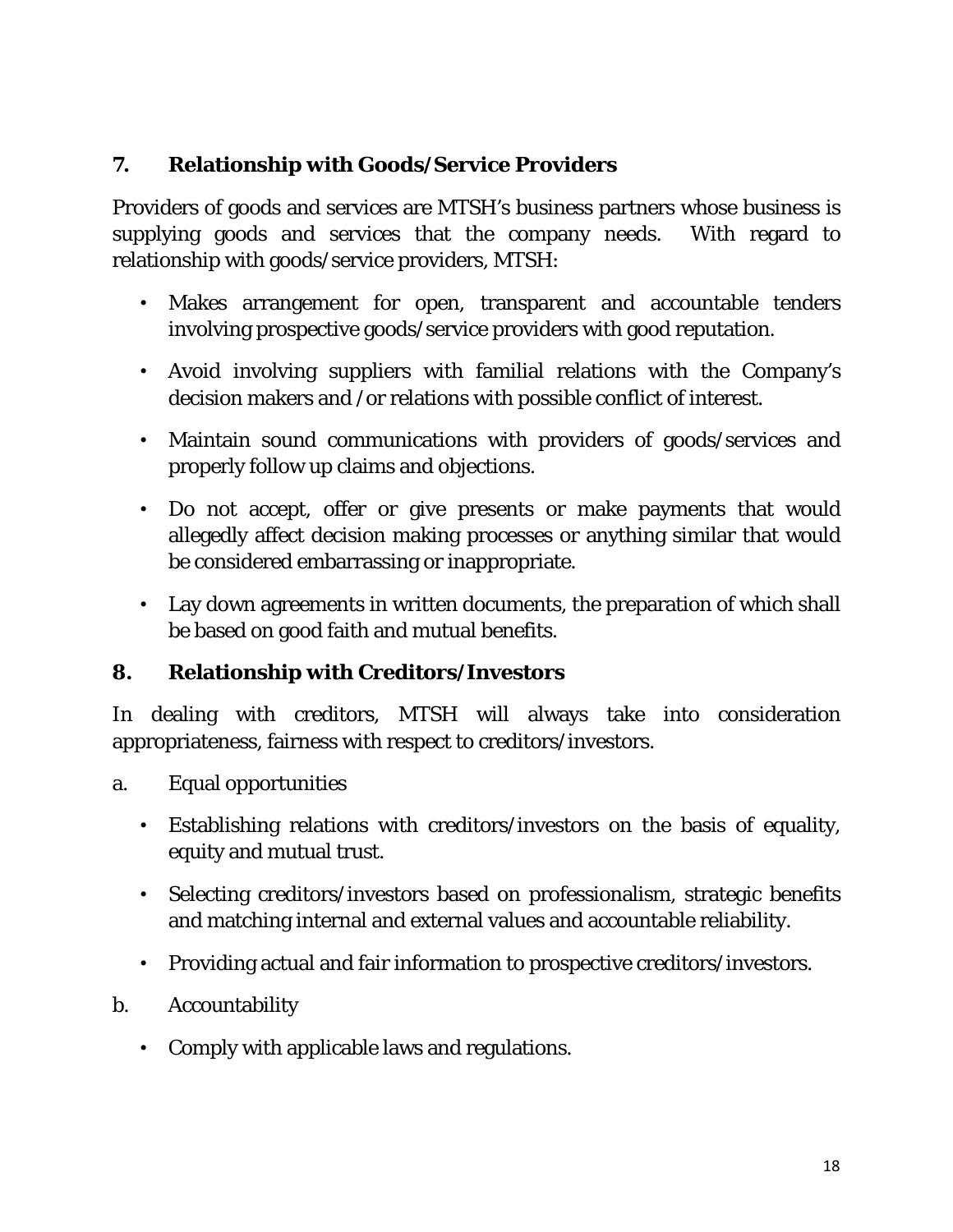## 7. Relationship with Goods/Service Providers

Providers of goods and services are MTSH's business partners whose business is supplying goods and services that the company needs. With regard to relationship with goods/service providers, MTSH:

- Makes arrangement for open, transparent and accountable tenders involving prospective goods/service providers with good reputation.
- Avoid involving suppliers with familial relations with the Company's decision makers and /or relations with possible conflict of interest.
- Maintain sound communications with providers of goods/services and properly follow up claims and objections.
- Do not accept, offer or give presents or make payments that would allegedly affect decision making processes or anything similar that would be considered embarrassing or inappropriate.
- Lay down agreements in written documents, the preparation of which shall be based on good faith and mutual benefits.

## 8. Relationship with Creditors/Investors

In dealing with creditors, MTSH will always take into consideration appropriateness, fairness with respect to creditors/investors.

a. Equal opportunities

- Establishing relations with creditors/investors on the basis of equality, equity and mutual trust.
- Selecting creditors/investors based on professionalism, strategic benefits and matching internal and external values and accountable reliability.
- Providing actual and fair information to prospective creditors/investors.

b. Accountability

- Comply with applicable laws and regulations.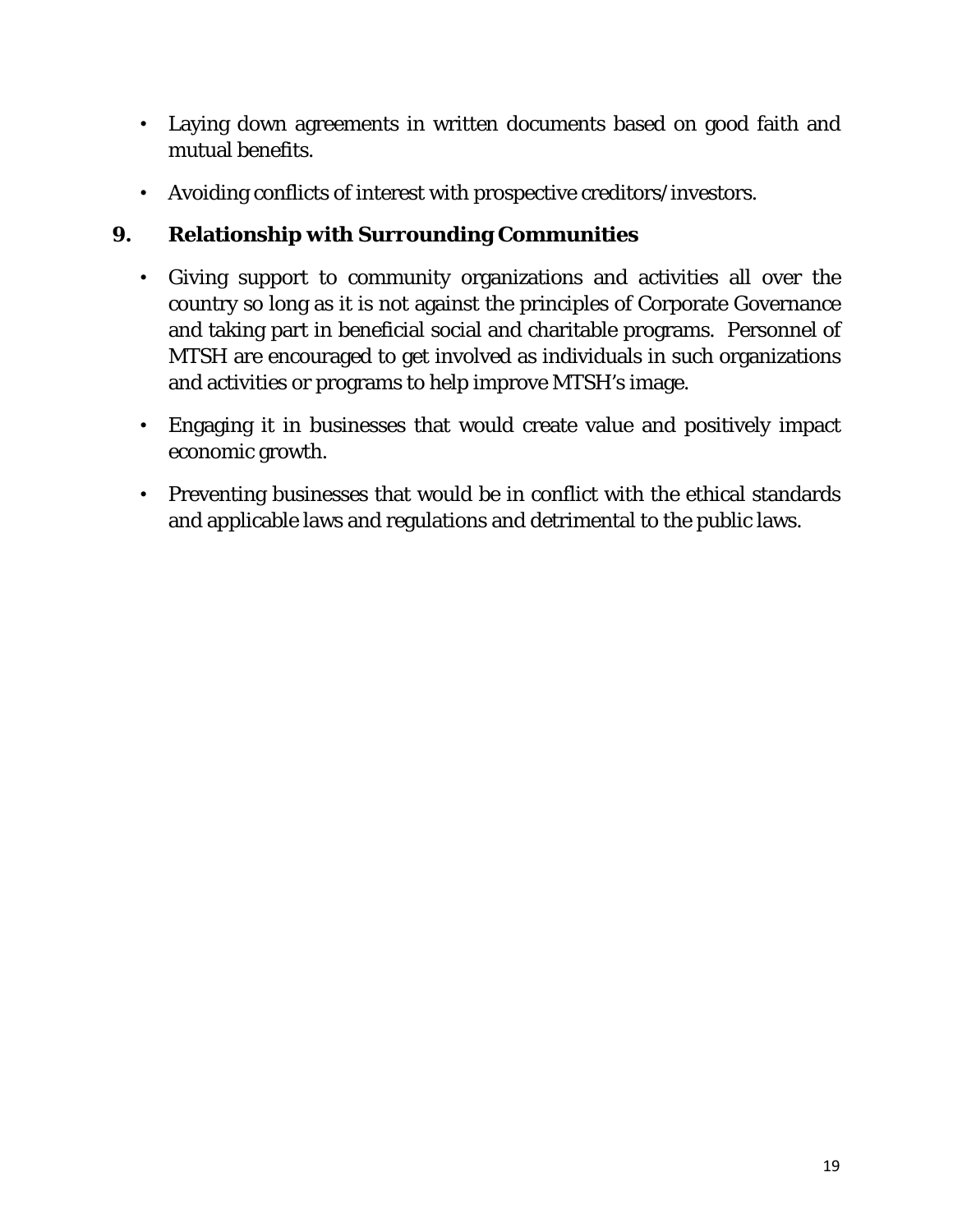- Laying down agreements in written documents based on good faith and mutual benefits.
- Avoiding conflicts of interest with prospective creditors/investors.

## 9. Relationship with Surrounding Communities

- Giving support to community organizations and activities all over the country so long as it is not against the principles of Corporate Governance and taking part in beneficial social and charitable programs. Personnel of MTSH are encouraged to get involved as individuals in such organizations and activities or programs to help improve MTSH's image.
- Engaging it in businesses that would create value and positively impact economic growth.
- Preventing businesses that would be in conflict with the ethical standards and applicable laws and regulations and detrimental to the public laws.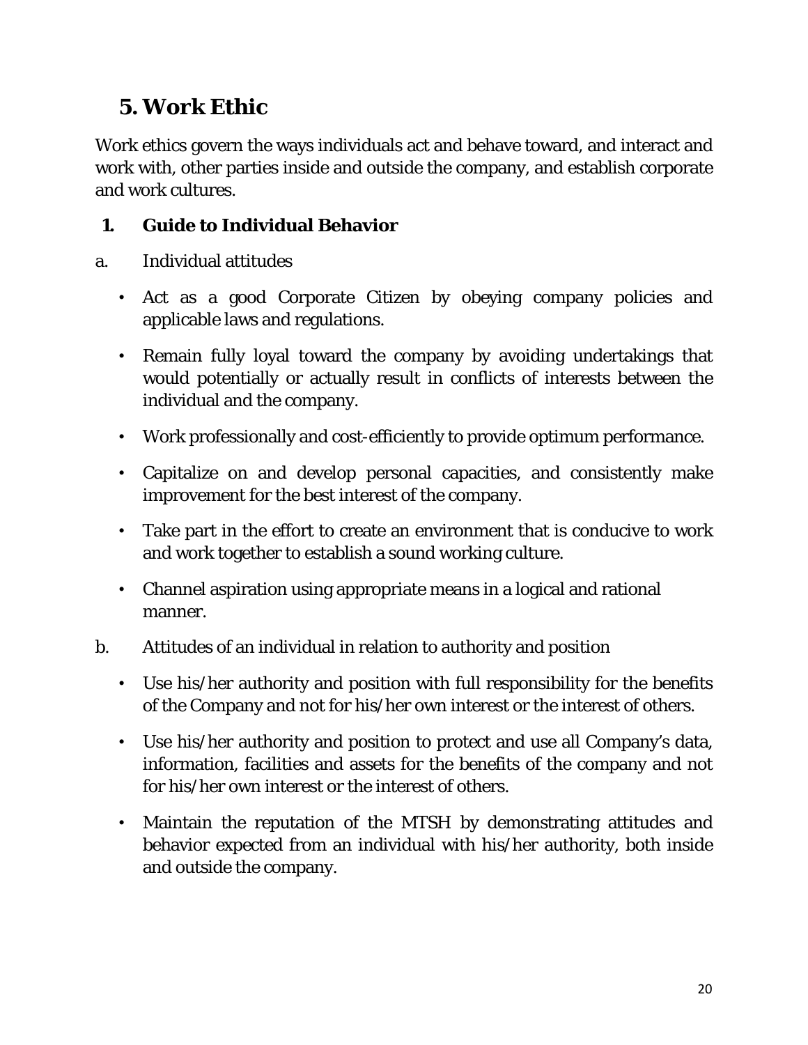# 5. Work Ethic

Work ethics govern the ways individuals act and behave toward, and interact and work with, other parties inside and outside the company, and establish corporate and work cultures.

## 1. Guide to Individual Behavior

a. Individual attitudes

- Act as a good Corporate Citizen by obeying company policies and applicable laws and regulations.
- Remain fully loyal toward the company by avoiding undertakings that would potentially or actually result in conflicts of interests between the individual and the company.
- Work professionally and cost-efficiently to provide optimum performance.
- Capitalize on and develop personal capacities, and consistently make improvement for the best interest of the company.
- Take part in the effort to create an environment that is conducive to work and work together to establish a sound working culture.
- Channel aspiration using appropriate means in a logical and rational manner.

b. Attitudes of an individual in relation to authority and position

- Use his/her authority and position with full responsibility for the benefits of the Company and not for his/her own interest or the interest of others.
- Use his/her authority and position to protect and use all Company's data, information, facilities and assets for the benefits of the company and not for his/her own interest or the interest of others.
- Maintain the reputation of the MTSH by demonstrating attitudes and behavior expected from an individual with his/her authority, both inside and outside the company.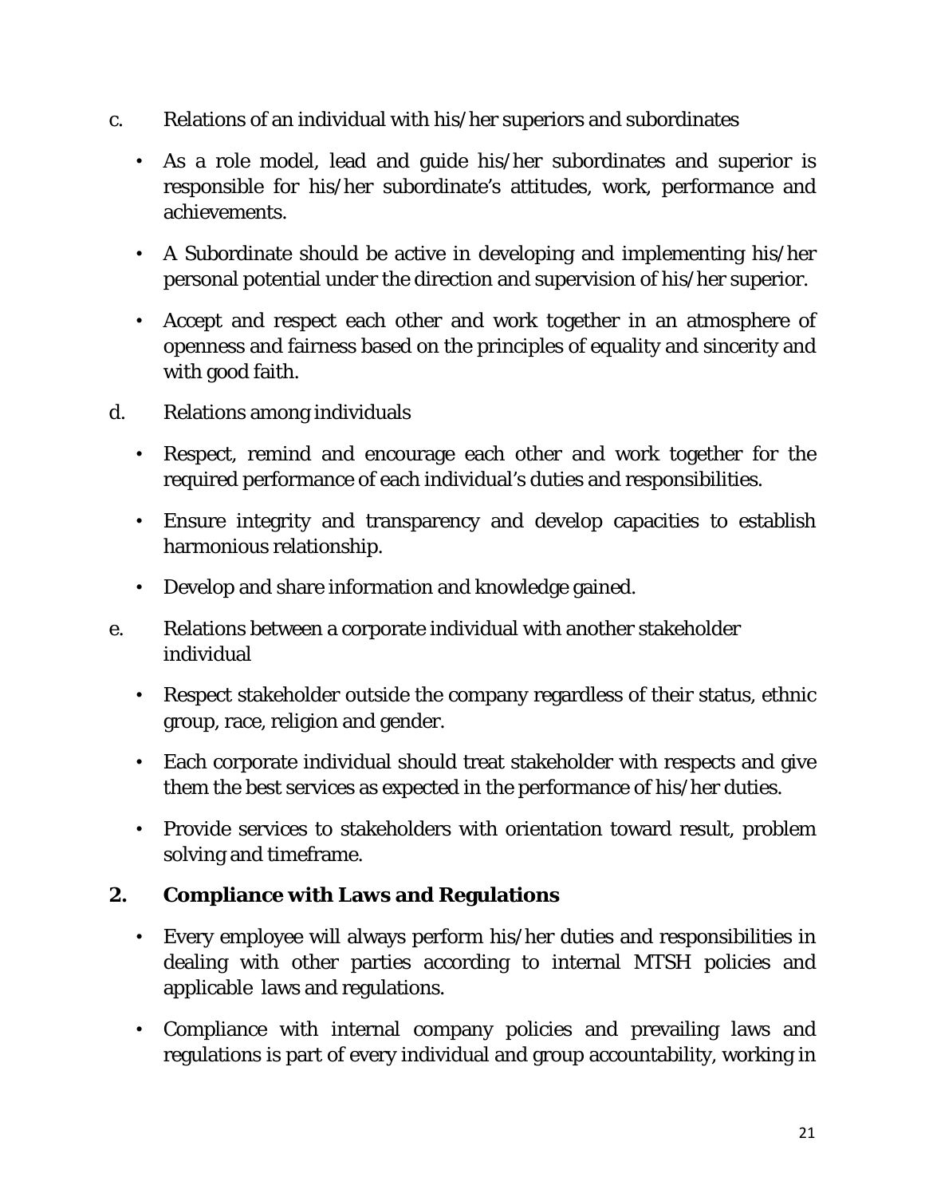c. Relations of an individual with his/her superiors and subordinates

- As a role model, lead and guide his/her subordinates and superior is responsible for his/her subordinate's attitudes, work, performance and achievements.
- A Subordinate should be active in developing and implementing his/her personal potential under the direction and supervision of his/her superior.
- Accept and respect each other and work together in an atmosphere of openness and fairness based on the principles of equality and sincerity and with good faith.

d. Relations among individuals

- Respect, remind and encourage each other and work together for the required performance of each individual's duties and responsibilities.
- Ensure integrity and transparency and develop capacities to establish harmonious relationship.
- Develop and share information and knowledge gained.

e. Relations between a corporate individual with another stakeholder individual

- Respect stakeholder outside the company regardless of their status, ethnic group, race, religion and gender.
- Each corporate individual should treat stakeholder with respects and give them the best services as expected in the performance of his/her duties.
- Provide services to stakeholders with orientation toward result, problem solving and timeframe.

## 2. Compliance with Laws and Regulations

- Every employee will always perform his/her duties and responsibilities in dealing with other parties according to internal MTSH policies and applicable laws and regulations.
- Compliance with internal company policies and prevailing laws and regulations is part of every individual and group accountability, working in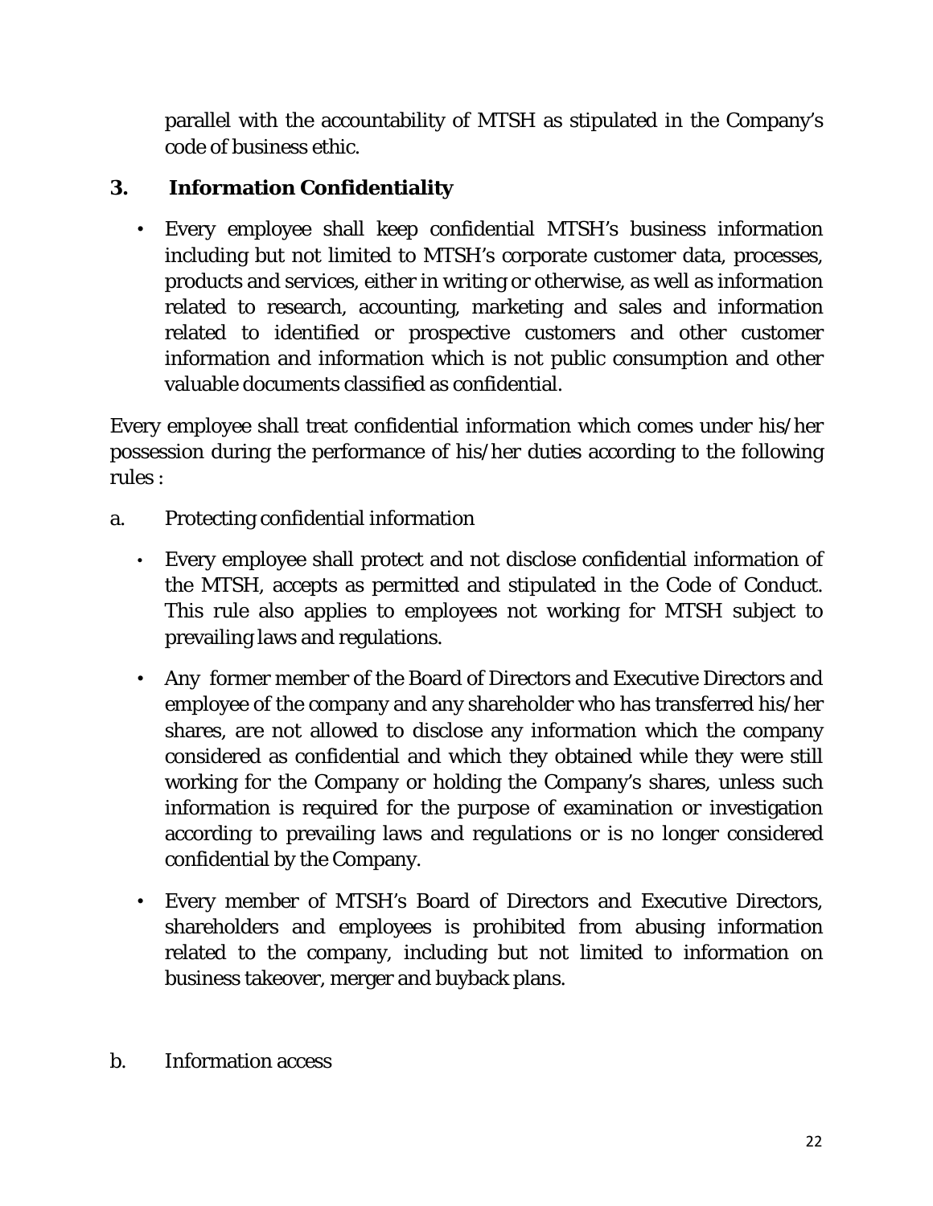parallel with the accountability of MTSH as stipulated in the Company's code of business ethic.

## 3. Information Confidentiality

- Every employee shall keep confidential MTSH's business information including but not limited to MTSH's corporate customer data, processes, products and services, either in writing or otherwise, as well as information related to research, accounting, marketing and sales and information related to identified or prospective customers and other customer information and information which is not public consumption and other valuable documents classified as confidential.

Every employee shall treat confidential information which comes under his/her possession during the performance of his/her duties according to the following rules :

a. Protecting confidential information

- Every employee shall protect and not disclose confidential information of the MTSH, accepts as permitted and stipulated in the Code of Conduct. This rule also applies to employees not working for MTSH subject to prevailing laws and regulations.
- Any former member of the Board of Directors and Executive Directors and employee of the company and any shareholder who has transferred his/her shares, are not allowed to disclose any information which the company considered as confidential and which they obtained while they were still working for the Company or holding the Company's shares, unless such information is required for the purpose of examination or investigation according to prevailing laws and regulations or is no longer considered confidential by the Company.
- Every member of MTSH's Board of Directors and Executive Directors, shareholders and employees is prohibited from abusing information related to the company, including but not limited to information on business takeover, merger and buyback plans.

b. Information access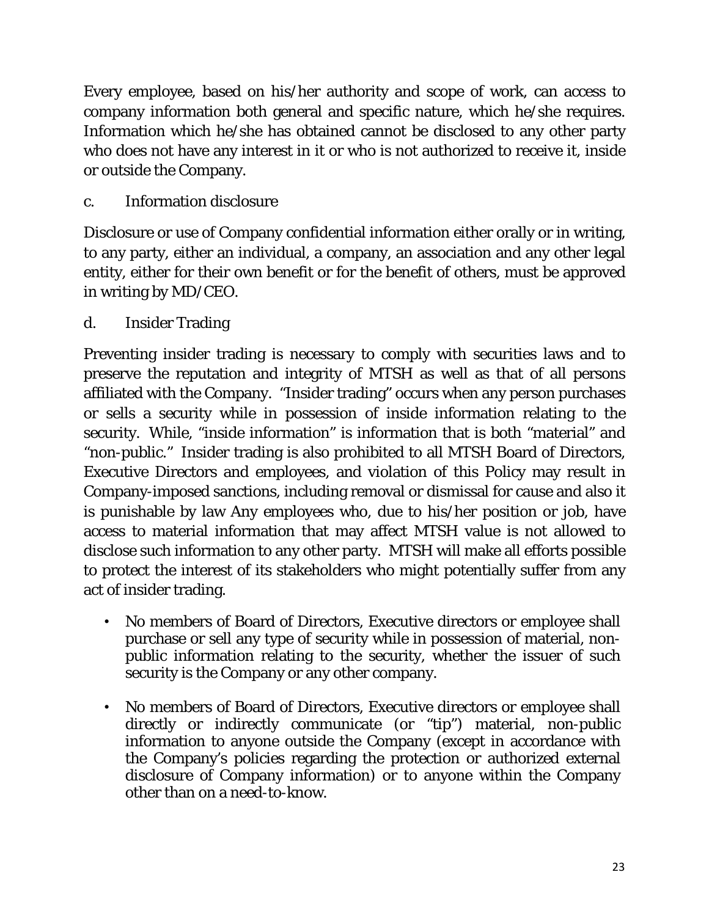Every employee, based on his/her authority and scope of work, can access to company information both general and specific nature, which he/she requires. Information which he/she has obtained cannot be disclosed to any other party who does not have any interest in it or who is not authorized to receive it, inside or outside the Company.

c. Information disclosure

Disclosure or use of Company confidential information either orally or in writing, to any party, either an individual, a company, an association and any other legal entity, either for their own benefit or for the benefit of others, must be approved in writing by MD/CEO.

d. Insider Trading

Preventing insider trading is necessary to comply with securities laws and to preserve the reputation and integrity of MTSH as well as that of all persons affiliated with the Company. "Insider trading" occurs when any person purchases or sells a security while in possession of inside information relating to the security. While, "inside information" is information that is both "material" and "non-public." Insider trading is also prohibited to all MTSH Board of Directors, Executive Directors and employees, and violation of this Policy may result in Company-imposed sanctions, including removal or dismissal for cause and also it is punishable by law Any employees who, due to his/her position or job, have access to material information that may affect MTSH value is not allowed to disclose such information to any other party. MTSH will make all efforts possible to protect the interest of its stakeholders who might potentially suffer from any act of insider trading.

- No members of Board of Directors, Executive directors or employee shall purchase or sell any type of security while in possession of material, non-public information relating to the security, whether the issuer of such security is the Company or any other company.
- No members of Board of Directors, Executive directors or employee shall directly or indirectly communicate (or "tip") material, non-public information to anyone outside the Company (except in accordance with the Company's policies regarding the protection or authorized external disclosure of Company information) or to anyone within the Company other than on a need-to-know.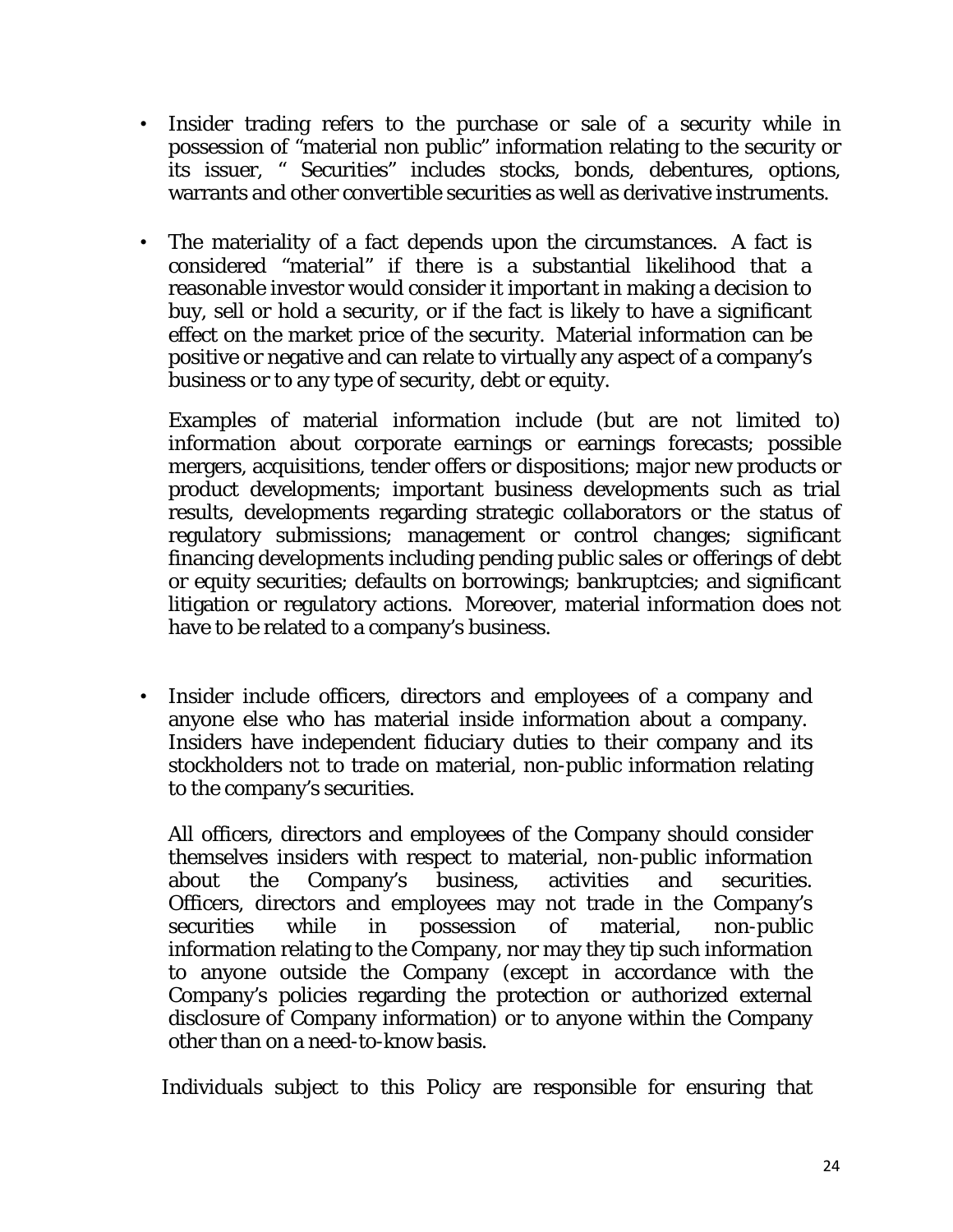- Insider trading refers to the purchase or sale of a security while in possession of "material non public" information relating to the security or its issuer, " Securities" includes stocks, bonds, debentures, options, warrants and other convertible securities as well as derivative instruments.

- The materiality of a fact depends upon the circumstances. A fact is considered "material" if there is a substantial likelihood that a reasonable investor would consider it important in making a decision to buy, sell or hold a security, or if the fact is likely to have a significant effect on the market price of the security. Material information can be positive or negative and can relate to virtually any aspect of a company's business or to any type of security, debt or equity.

  Examples of material information include (but are not limited to) information about corporate earnings or earnings forecasts; possible mergers, acquisitions, tender offers or dispositions; major new products or product developments; important business developments such as trial results, developments regarding strategic collaborators or the status of regulatory submissions; management or control changes; significant financing developments including pending public sales or offerings of debt or equity securities; defaults on borrowings; bankruptcies; and significant litigation or regulatory actions. Moreover, material information does not have to be related to a company's business.

- Insider include officers, directors and employees of a company and anyone else who has material inside information about a company. Insiders have independent fiduciary duties to their company and its stockholders not to trade on material, non-public information relating to the company's securities.

  All officers, directors and employees of the Company should consider themselves insiders with respect to material, non-public information about the Company's business, activities and securities. Officers, directors and employees may not trade in the Company's securities while in possession of material, non-public information relating to the Company, nor may they tip such information to anyone outside the Company (except in accordance with the Company's policies regarding the protection or authorized external disclosure of Company information) or to anyone within the Company other than on a need-to-know basis.

  Individuals subject to this Policy are responsible for ensuring that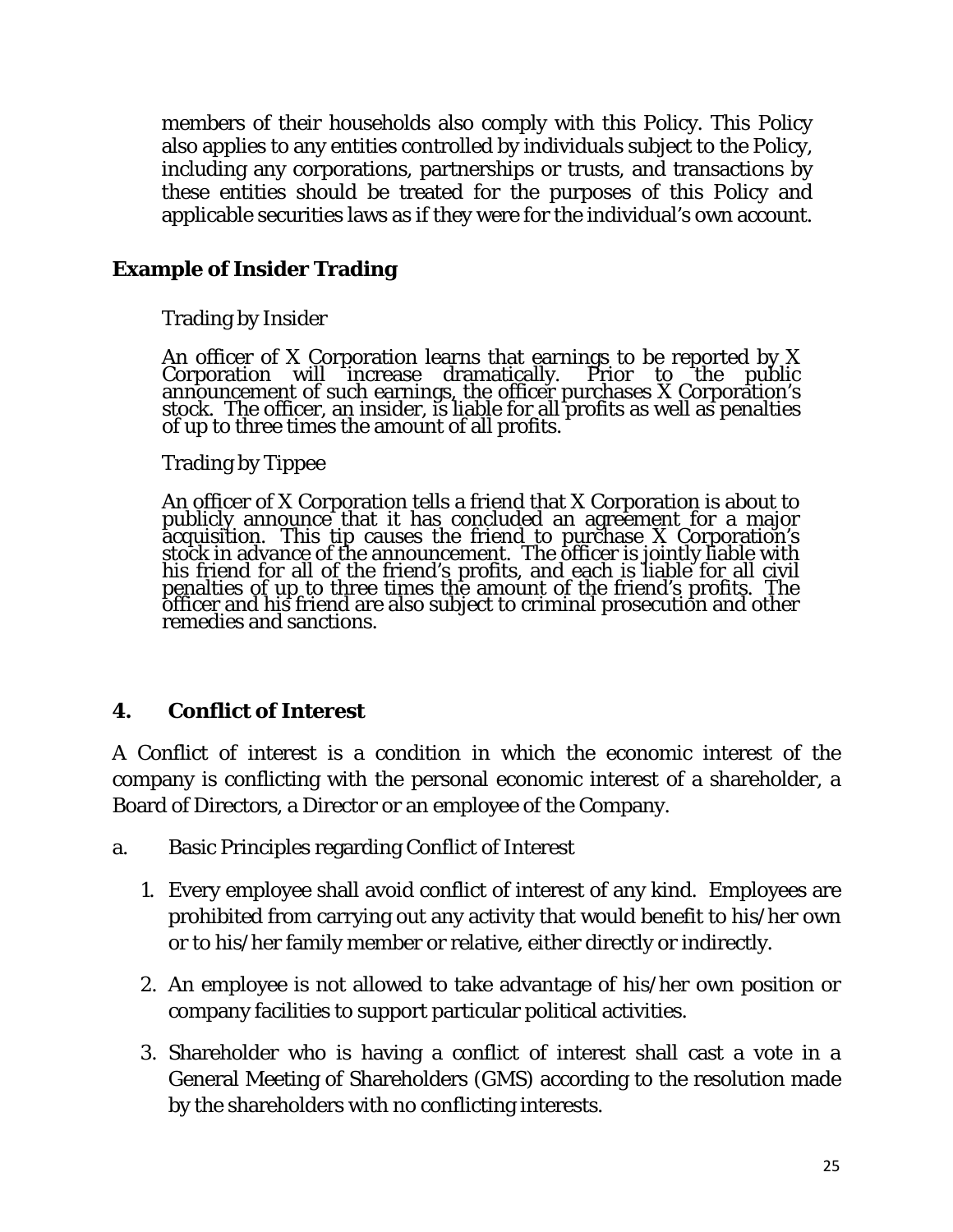members of their households also comply with this Policy. This Policy also applies to any entities controlled by individuals subject to the Policy, including any corporations, partnerships or trusts, and transactions by these entities should be treated for the purposes of this Policy and applicable securities laws as if they were for the individual's own account.

### Example of Insider Trading

Trading by Insider

An officer of X Corporation learns that earnings to be reported by X Corporation will increase dramatically. Prior to the public announcement of such earnings, the officer purchases X Corporation's stock. The officer, an insider, is liable for all profits as well as penalties of up to three times the amount of all profits.

Trading by Tippee

An officer of X Corporation tells a friend that X Corporation is about to publicly announce that it has concluded an agreement for a major acquisition. This tip causes the friend to purchase X Corporation's stock in advance of the announcement. The officer is jointly liable with his friend for all of the friend's profits, and each is liable for all civil penalties of up to three times the amount of the friend's profits. The officer and his friend are also subject to criminal prosecution and other remedies and sanctions.

## 4. Conflict of Interest

A Conflict of interest is a condition in which the economic interest of the company is conflicting with the personal economic interest of a shareholder, a Board of Directors, a Director or an employee of the Company.

a. Basic Principles regarding Conflict of Interest

1. Every employee shall avoid conflict of interest of any kind. Employees are prohibited from carrying out any activity that would benefit to his/her own or to his/her family member or relative, either directly or indirectly.
2. An employee is not allowed to take advantage of his/her own position or company facilities to support particular political activities.
3. Shareholder who is having a conflict of interest shall cast a vote in a General Meeting of Shareholders (GMS) according to the resolution made by the shareholders with no conflicting interests.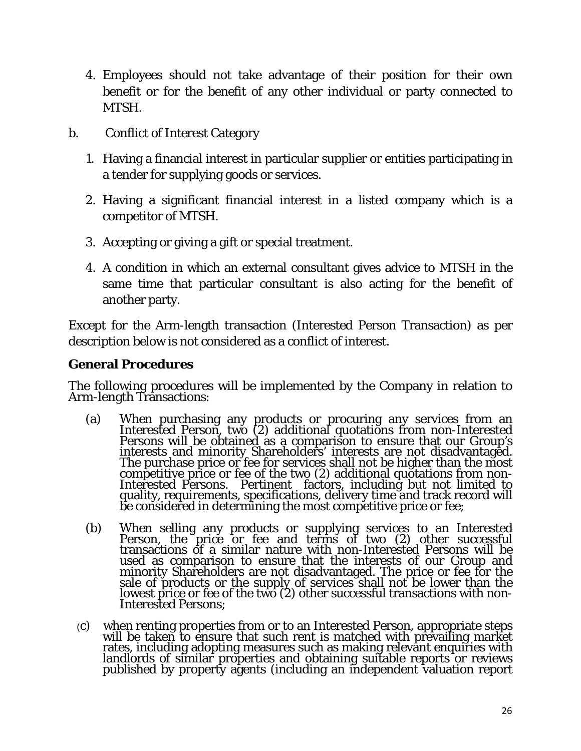4. Employees should not take advantage of their position for their own benefit or for the benefit of any other individual or party connected to MTSH.

b. Conflict of Interest Category

1. Having a financial interest in particular supplier or entities participating in a tender for supplying goods or services.

2. Having a significant financial interest in a listed company which is a competitor of MTSH.

3. Accepting or giving a gift or special treatment.

4. A condition in which an external consultant gives advice to MTSH in the same time that particular consultant is also acting for the benefit of another party.

Except for the Arm-length transaction (Interested Person Transaction) as per description below is not considered as a conflict of interest.

**General Procedures**

The following procedures will be implemented by the Company in relation to Arm-length Transactions:

(a) When purchasing any products or procuring any services from an Interested Person, two (2) additional quotations from non-Interested Persons will be obtained as a comparison to ensure that our Group's interests and minority Shareholders' interests are not disadvantaged. The purchase price or fee for services shall not be higher than the most competitive price or fee of the two (2) additional quotations from non-Interested Persons. Pertinent factors, including but not limited to quality, requirements, specifications, delivery time and track record will be considered in determining the most competitive price or fee;

(b) When selling any products or supplying services to an Interested Person, the price or fee and terms of two (2) other successful transactions of a similar nature with non-Interested Persons will be used as comparison to ensure that the interests of our Group and minority Shareholders are not disadvantaged. The price or fee for the sale of products or the supply of services shall not be lower than the lowest price or fee of the two (2) other successful transactions with non-Interested Persons;

(c) when renting properties from or to an Interested Person, appropriate steps will be taken to ensure that such rent is matched with prevailing market rates, including adopting measures such as making relevant enquiries with landlords of similar properties and obtaining suitable reports or reviews published by property agents (including an independent valuation report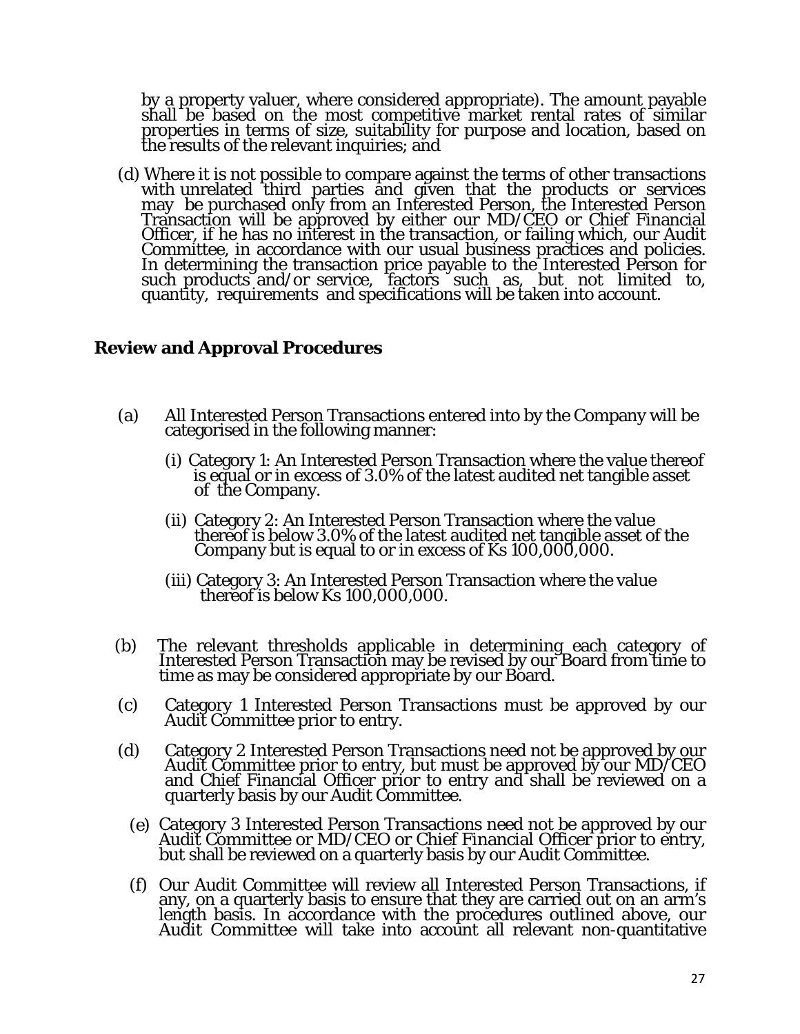by a property valuer, where considered appropriate). The amount payable shall be based on the most competitive market rental rates of similar properties in terms of size, suitability for purpose and location, based on the results of the relevant inquiries; and

(d) Where it is not possible to compare against the terms of other transactions with unrelated third parties and given that the products or services may be purchased only from an Interested Person, the Interested Person Transaction will be approved by either our MD/CEO or Chief Financial Officer, if he has no interest in the transaction, or failing which, our Audit Committee, in accordance with our usual business practices and policies. In determining the transaction price payable to the Interested Person for such products and/or service, factors such as, but not limited to, quantity, requirements and specifications will be taken into account.

## Review and Approval Procedures

(a) All Interested Person Transactions entered into by the Company will be categorised in the following manner:

  (i) Category 1: An Interested Person Transaction where the value thereof is equal or in excess of 3.0% of the latest audited net tangible asset of the Company.

  (ii) Category 2: An Interested Person Transaction where the value thereof is below 3.0% of the latest audited net tangible asset of the Company but is equal to or in excess of Ks 100,000,000.

  (iii) Category 3: An Interested Person Transaction where the value thereof is below Ks 100,000,000.

(b) The relevant thresholds applicable in determining each category of Interested Person Transaction may be revised by our Board from time to time as may be considered appropriate by our Board.

(c) Category 1 Interested Person Transactions must be approved by our Audit Committee prior to entry.

(d) Category 2 Interested Person Transactions need not be approved by our Audit Committee prior to entry, but must be approved by our MD/CEO and Chief Financial Officer prior to entry and shall be reviewed on a quarterly basis by our Audit Committee.

(e) Category 3 Interested Person Transactions need not be approved by our Audit Committee or MD/CEO or Chief Financial Officer prior to entry, but shall be reviewed on a quarterly basis by our Audit Committee.

(f) Our Audit Committee will review all Interested Person Transactions, if any, on a quarterly basis to ensure that they are carried out on an arm's length basis. In accordance with the procedures outlined above, our Audit Committee will take into account all relevant non-quantitative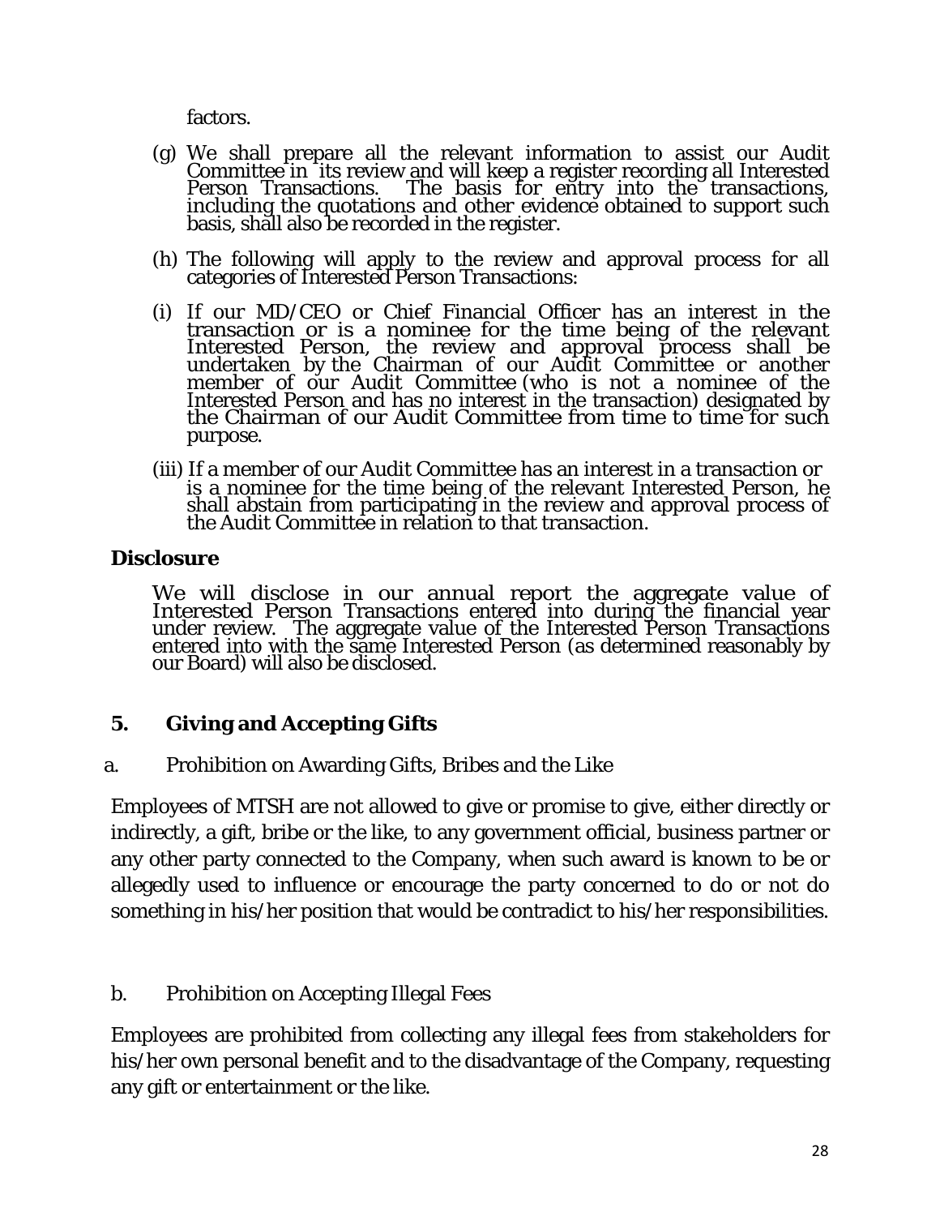factors.

(g) We shall prepare all the relevant information to assist our Audit Committee in its review and will keep a register recording all Interested Person Transactions. The basis for entry into the transactions, including the quotations and other evidence obtained to support such basis, shall also be recorded in the register.

(h) The following will apply to the review and approval process for all categories of Interested Person Transactions:

(i) If our MD/CEO or Chief Financial Officer has an interest in the transaction or is a nominee for the time being of the relevant Interested Person, the review and approval process shall be undertaken by the Chairman of our Audit Committee or another member of our Audit Committee (who is not a nominee of the Interested Person and has no interest in the transaction) designated by the Chairman of our Audit Committee from time to time for such purpose.

(iii) If a member of our Audit Committee has an interest in a transaction or is a nominee for the time being of the relevant Interested Person, he shall abstain from participating in the review and approval process of the Audit Committee in relation to that transaction.

**Disclosure**

We will disclose in our annual report the aggregate value of Interested Person Transactions entered into during the financial year under review. The aggregate value of the Interested Person Transactions entered into with the same Interested Person (as determined reasonably by our Board) will also be disclosed.

## 5. Giving and Accepting Gifts

a. Prohibition on Awarding Gifts, Bribes and the Like

Employees of MTSH are not allowed to give or promise to give, either directly or indirectly, a gift, bribe or the like, to any government official, business partner or any other party connected to the Company, when such award is known to be or allegedly used to influence or encourage the party concerned to do or not do something in his/her position that would be contradict to his/her responsibilities.

b. Prohibition on Accepting Illegal Fees

Employees are prohibited from collecting any illegal fees from stakeholders for his/her own personal benefit and to the disadvantage of the Company, requesting any gift or entertainment or the like.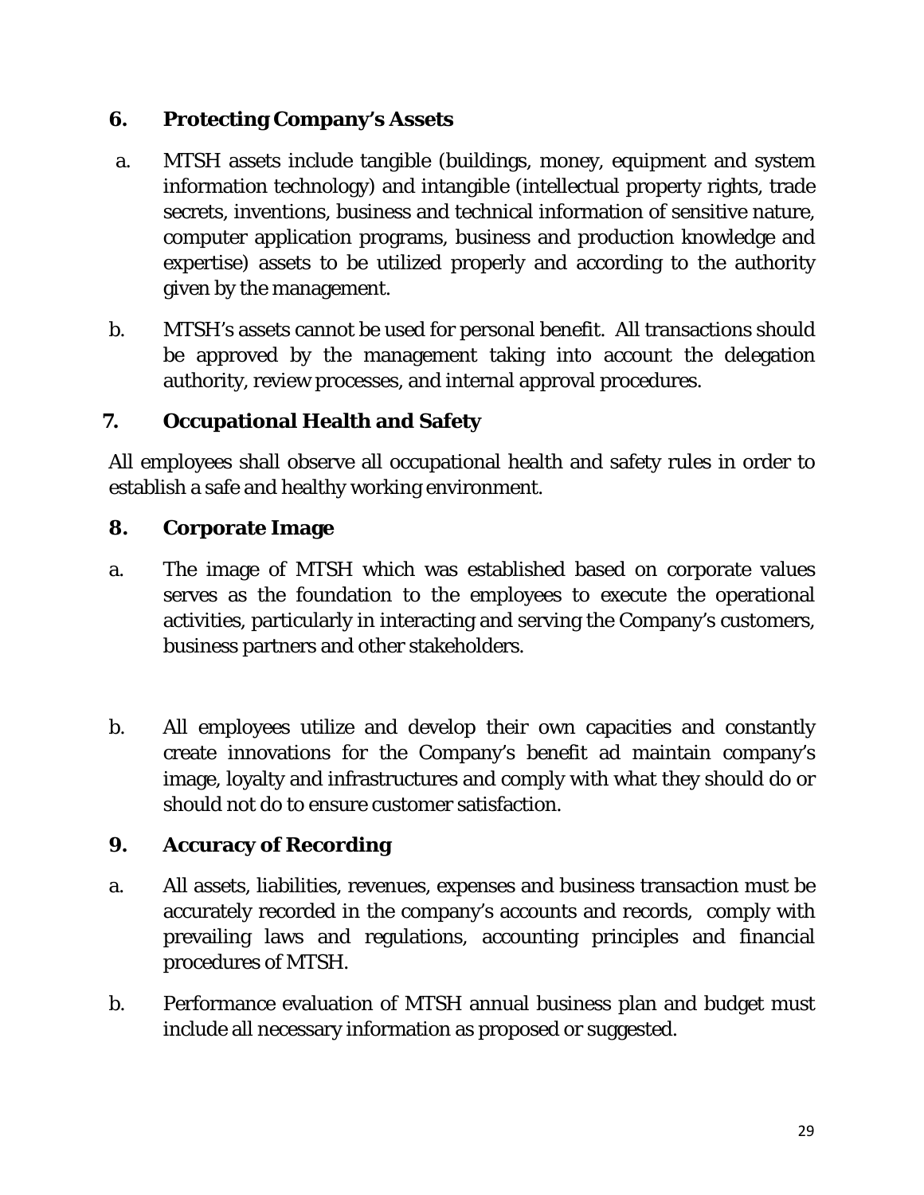## 6. Protecting Company's Assets

a. MTSH assets include tangible (buildings, money, equipment and system information technology) and intangible (intellectual property rights, trade secrets, inventions, business and technical information of sensitive nature, computer application programs, business and production knowledge and expertise) assets to be utilized properly and according to the authority given by the management.

b. MTSH's assets cannot be used for personal benefit. All transactions should be approved by the management taking into account the delegation authority, review processes, and internal approval procedures.

## 7. Occupational Health and Safety

All employees shall observe all occupational health and safety rules in order to establish a safe and healthy working environment.

## 8. Corporate Image

a. The image of MTSH which was established based on corporate values serves as the foundation to the employees to execute the operational activities, particularly in interacting and serving the Company's customers, business partners and other stakeholders.

b. All employees utilize and develop their own capacities and constantly create innovations for the Company's benefit ad maintain company's image, loyalty and infrastructures and comply with what they should do or should not do to ensure customer satisfaction.

## 9. Accuracy of Recording

a. All assets, liabilities, revenues, expenses and business transaction must be accurately recorded in the company's accounts and records, comply with prevailing laws and regulations, accounting principles and financial procedures of MTSH.

b. Performance evaluation of MTSH annual business plan and budget must include all necessary information as proposed or suggested.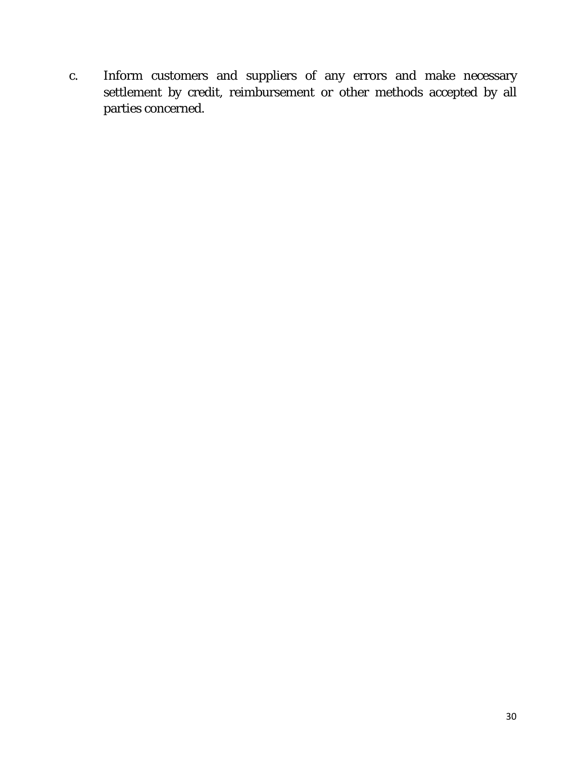c. Inform customers and suppliers of any errors and make necessary settlement by credit, reimbursement or other methods accepted by all parties concerned.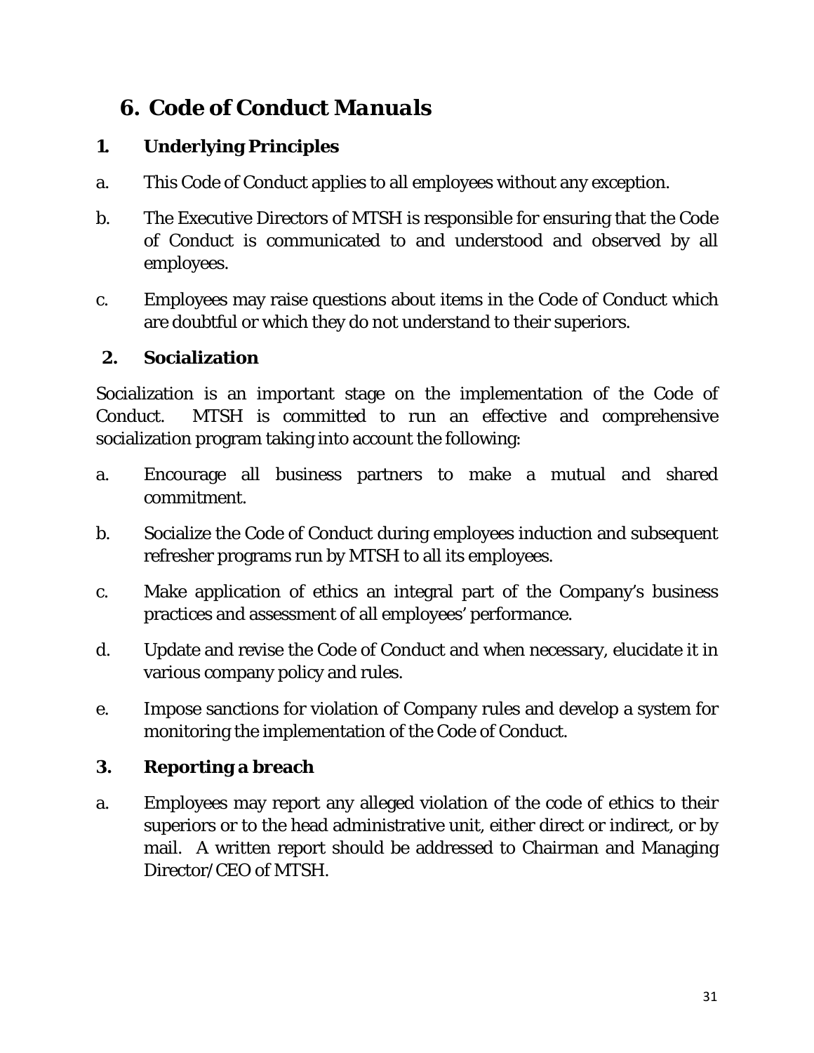# 6. *Code of Conduct Manuals*

## 1. Underlying Principles

a. This Code of Conduct applies to all employees without any exception.

b. The Executive Directors of MTSH is responsible for ensuring that the Code of Conduct is communicated to and understood and observed by all employees.

c. Employees may raise questions about items in the Code of Conduct which are doubtful or which they do not understand to their superiors.

## 2. Socialization

Socialization is an important stage on the implementation of the Code of Conduct. MTSH is committed to run an effective and comprehensive socialization program taking into account the following:

a. Encourage all business partners to make a mutual and shared commitment.

b. Socialize the Code of Conduct during employees induction and subsequent refresher programs run by MTSH to all its employees.

c. Make application of ethics an integral part of the Company's business practices and assessment of all employees' performance.

d. Update and revise the Code of Conduct and when necessary, elucidate it in various company policy and rules.

e. Impose sanctions for violation of Company rules and develop a system for monitoring the implementation of the Code of Conduct.

## 3. Reporting a breach

a. Employees may report any alleged violation of the code of ethics to their superiors or to the head administrative unit, either direct or indirect, or by mail. A written report should be addressed to Chairman and Managing Director/CEO of MTSH.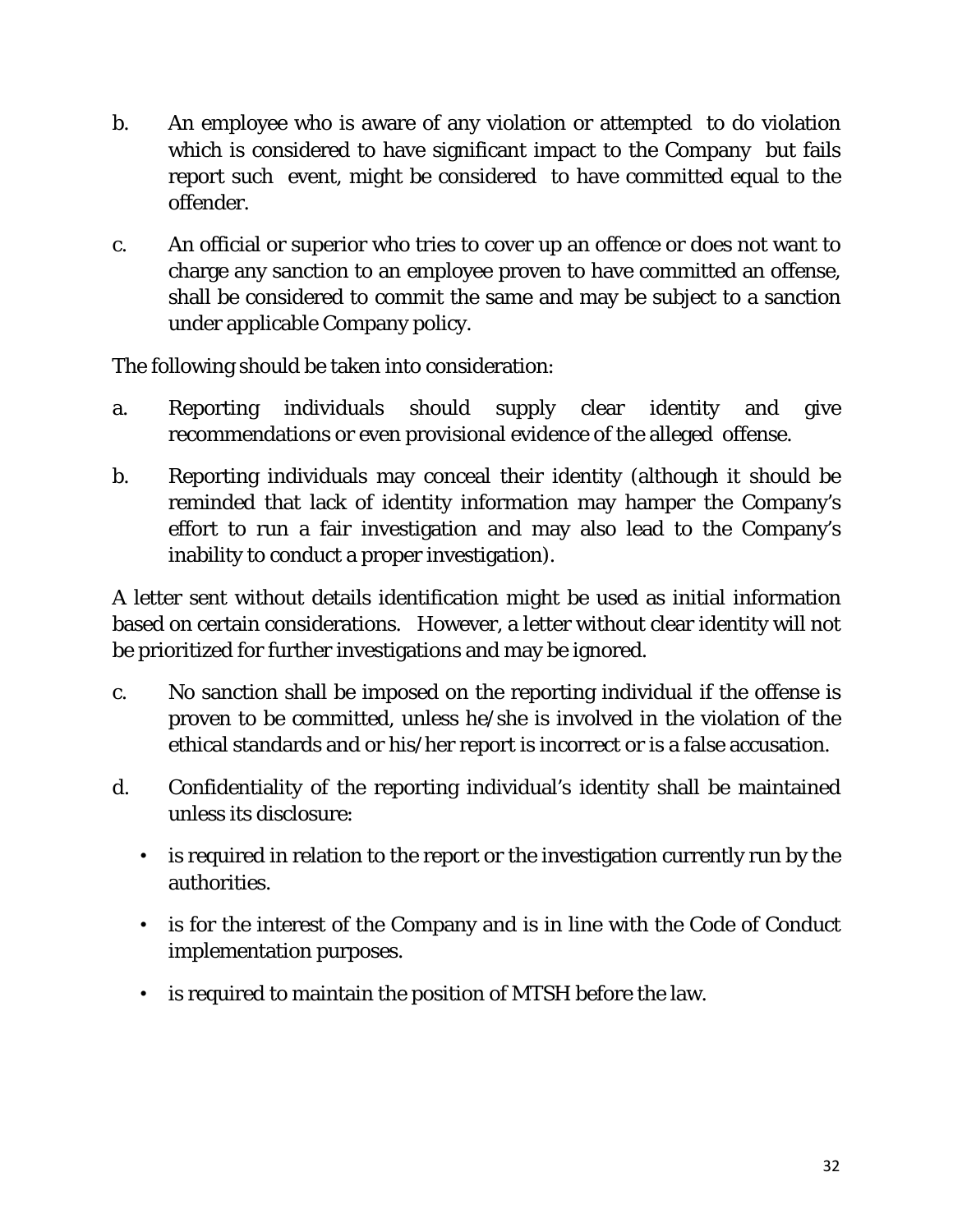b. An employee who is aware of any violation or attempted to do violation which is considered to have significant impact to the Company but fails report such event, might be considered to have committed equal to the offender.

c. An official or superior who tries to cover up an offence or does not want to charge any sanction to an employee proven to have committed an offense, shall be considered to commit the same and may be subject to a sanction under applicable Company policy.

The following should be taken into consideration:

a. Reporting individuals should supply clear identity and give recommendations or even provisional evidence of the alleged offense.

b. Reporting individuals may conceal their identity (although it should be reminded that lack of identity information may hamper the Company's effort to run a fair investigation and may also lead to the Company's inability to conduct a proper investigation).

A letter sent without details identification might be used as initial information based on certain considerations. However, a letter without clear identity will not be prioritized for further investigations and may be ignored.

c. No sanction shall be imposed on the reporting individual if the offense is proven to be committed, unless he/she is involved in the violation of the ethical standards and or his/her report is incorrect or is a false accusation.

d. Confidentiality of the reporting individual's identity shall be maintained unless its disclosure:

   - is required in relation to the report or the investigation currently run by the authorities.
   - is for the interest of the Company and is in line with the Code of Conduct implementation purposes.
   - is required to maintain the position of MTSH before the law.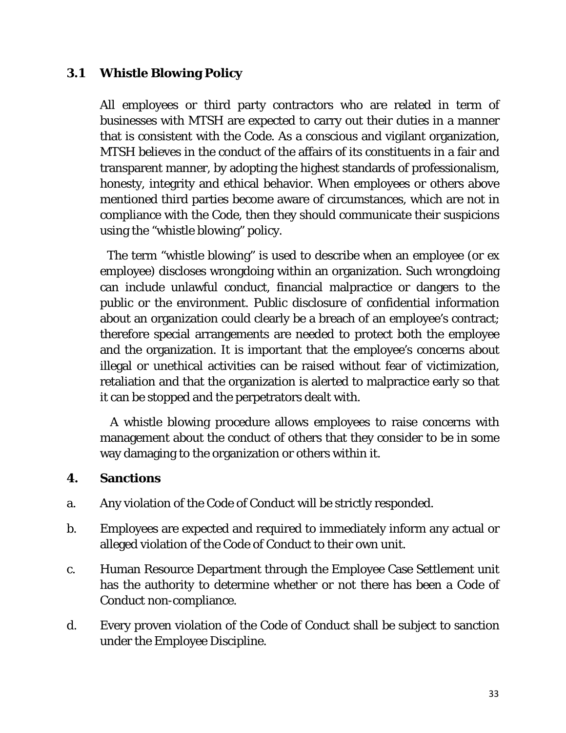### 3.1 Whistle Blowing Policy

All employees or third party contractors who are related in term of businesses with MTSH are expected to carry out their duties in a manner that is consistent with the Code. As a conscious and vigilant organization, MTSH believes in the conduct of the affairs of its constituents in a fair and transparent manner, by adopting the highest standards of professionalism, honesty, integrity and ethical behavior. When employees or others above mentioned third parties become aware of circumstances, which are not in compliance with the Code, then they should communicate their suspicions using the "whistle blowing" policy.

The term "whistle blowing" is used to describe when an employee (or ex employee) discloses wrongdoing within an organization. Such wrongdoing can include unlawful conduct, financial malpractice or dangers to the public or the environment. Public disclosure of confidential information about an organization could clearly be a breach of an employee's contract; therefore special arrangements are needed to protect both the employee and the organization. It is important that the employee's concerns about illegal or unethical activities can be raised without fear of victimization, retaliation and that the organization is alerted to malpractice early so that it can be stopped and the perpetrators dealt with.

A whistle blowing procedure allows employees to raise concerns with management about the conduct of others that they consider to be in some way damaging to the organization or others within it.

## 4. Sanctions

a. Any violation of the Code of Conduct will be strictly responded.

b. Employees are expected and required to immediately inform any actual or alleged violation of the Code of Conduct to their own unit.

c. Human Resource Department through the Employee Case Settlement unit has the authority to determine whether or not there has been a Code of Conduct non-compliance.

d. Every proven violation of the Code of Conduct shall be subject to sanction under the Employee Discipline.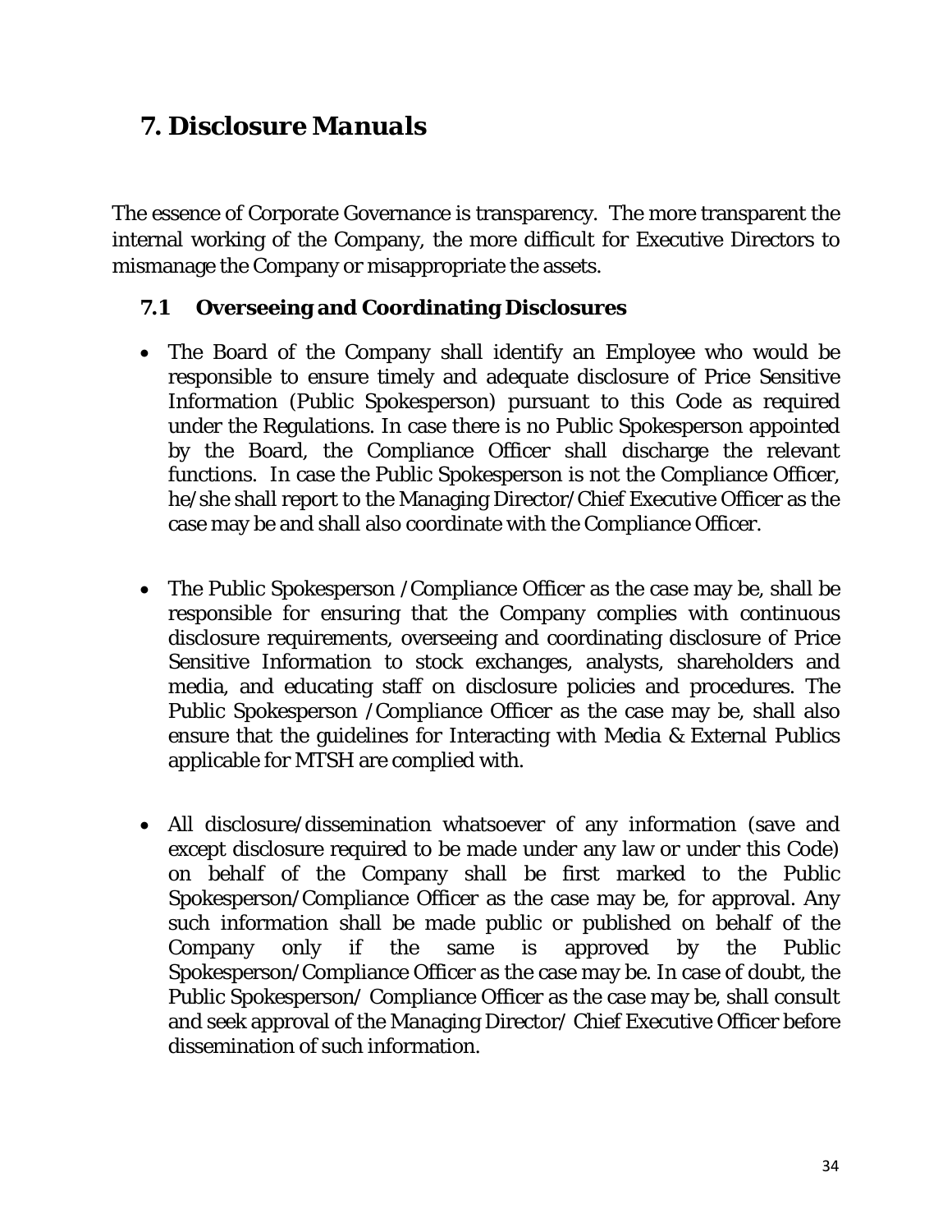## *7. Disclosure Manuals*

The essence of Corporate Governance is transparency. The more transparent the internal working of the Company, the more difficult for Executive Directors to mismanage the Company or misappropriate the assets.

### 7.1 Overseeing and Coordinating Disclosures

- The Board of the Company shall identify an Employee who would be responsible to ensure timely and adequate disclosure of Price Sensitive Information (Public Spokesperson) pursuant to this Code as required under the Regulations. In case there is no Public Spokesperson appointed by the Board, the Compliance Officer shall discharge the relevant functions. In case the Public Spokesperson is not the Compliance Officer, he/she shall report to the Managing Director/Chief Executive Officer as the case may be and shall also coordinate with the Compliance Officer.

- The Public Spokesperson /Compliance Officer as the case may be, shall be responsible for ensuring that the Company complies with continuous disclosure requirements, overseeing and coordinating disclosure of Price Sensitive Information to stock exchanges, analysts, shareholders and media, and educating staff on disclosure policies and procedures. The Public Spokesperson /Compliance Officer as the case may be, shall also ensure that the guidelines for Interacting with Media & External Publics applicable for MTSH are complied with.

- All disclosure/dissemination whatsoever of any information (save and except disclosure required to be made under any law or under this Code) on behalf of the Company shall be first marked to the Public Spokesperson/Compliance Officer as the case may be, for approval. Any such information shall be made public or published on behalf of the Company only if the same is approved by the Public Spokesperson/Compliance Officer as the case may be. In case of doubt, the Public Spokesperson/ Compliance Officer as the case may be, shall consult and seek approval of the Managing Director/ Chief Executive Officer before dissemination of such information.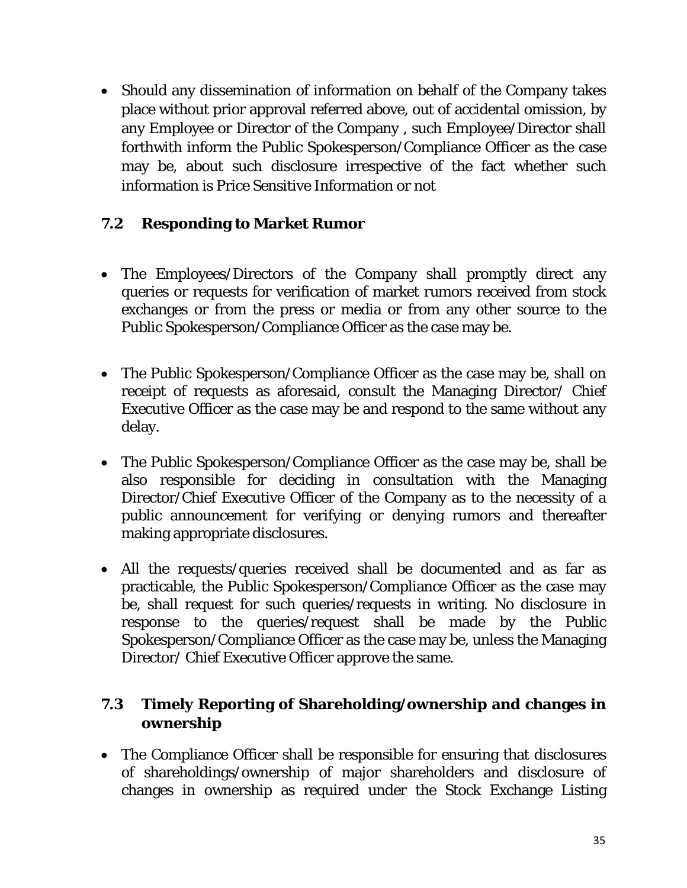- Should any dissemination of information on behalf of the Company takes place without prior approval referred above, out of accidental omission, by any Employee or Director of the Company , such Employee/Director shall forthwith inform the Public Spokesperson/Compliance Officer as the case may be, about such disclosure irrespective of the fact whether such information is Price Sensitive Information or not

## 7.2 Responding to Market Rumor

- The Employees/Directors of the Company shall promptly direct any queries or requests for verification of market rumors received from stock exchanges or from the press or media or from any other source to the Public Spokesperson/Compliance Officer as the case may be.

- The Public Spokesperson/Compliance Officer as the case may be, shall on receipt of requests as aforesaid, consult the Managing Director/ Chief Executive Officer as the case may be and respond to the same without any delay.

- The Public Spokesperson/Compliance Officer as the case may be, shall be also responsible for deciding in consultation with the Managing Director/Chief Executive Officer of the Company as to the necessity of a public announcement for verifying or denying rumors and thereafter making appropriate disclosures.

- All the requests/queries received shall be documented and as far as practicable, the Public Spokesperson/Compliance Officer as the case may be, shall request for such queries/requests in writing. No disclosure in response to the queries/request shall be made by the Public Spokesperson/Compliance Officer as the case may be, unless the Managing Director/ Chief Executive Officer approve the same.

## 7.3 Timely Reporting of Shareholding/ownership and changes in ownership

- The Compliance Officer shall be responsible for ensuring that disclosures of shareholdings/ownership of major shareholders and disclosure of changes in ownership as required under the Stock Exchange Listing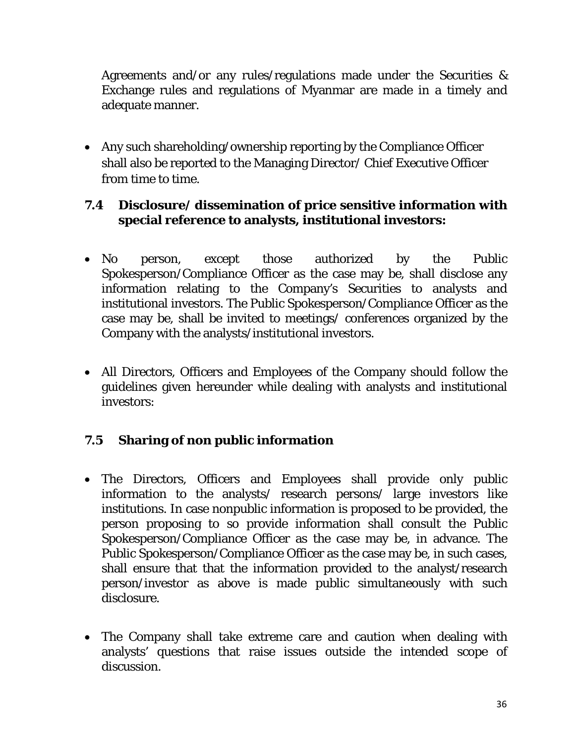Agreements and/or any rules/regulations made under the Securities & Exchange rules and regulations of Myanmar are made in a timely and adequate manner.

- Any such shareholding/ownership reporting by the Compliance Officer shall also be reported to the Managing Director/ Chief Executive Officer from time to time.

## 7.4 Disclosure/ dissemination of price sensitive information with special reference to analysts, institutional investors:

- No person, except those authorized by the Public Spokesperson/Compliance Officer as the case may be, shall disclose any information relating to the Company's Securities to analysts and institutional investors. The Public Spokesperson/Compliance Officer as the case may be, shall be invited to meetings/ conferences organized by the Company with the analysts/institutional investors.

- All Directors, Officers and Employees of the Company should follow the guidelines given hereunder while dealing with analysts and institutional investors:

## 7.5 Sharing of non public information

- The Directors, Officers and Employees shall provide only public information to the analysts/ research persons/ large investors like institutions. In case nonpublic information is proposed to be provided, the person proposing to so provide information shall consult the Public Spokesperson/Compliance Officer as the case may be, in advance. The Public Spokesperson/Compliance Officer as the case may be, in such cases, shall ensure that that the information provided to the analyst/research person/investor as above is made public simultaneously with such disclosure.

- The Company shall take extreme care and caution when dealing with analysts' questions that raise issues outside the intended scope of discussion.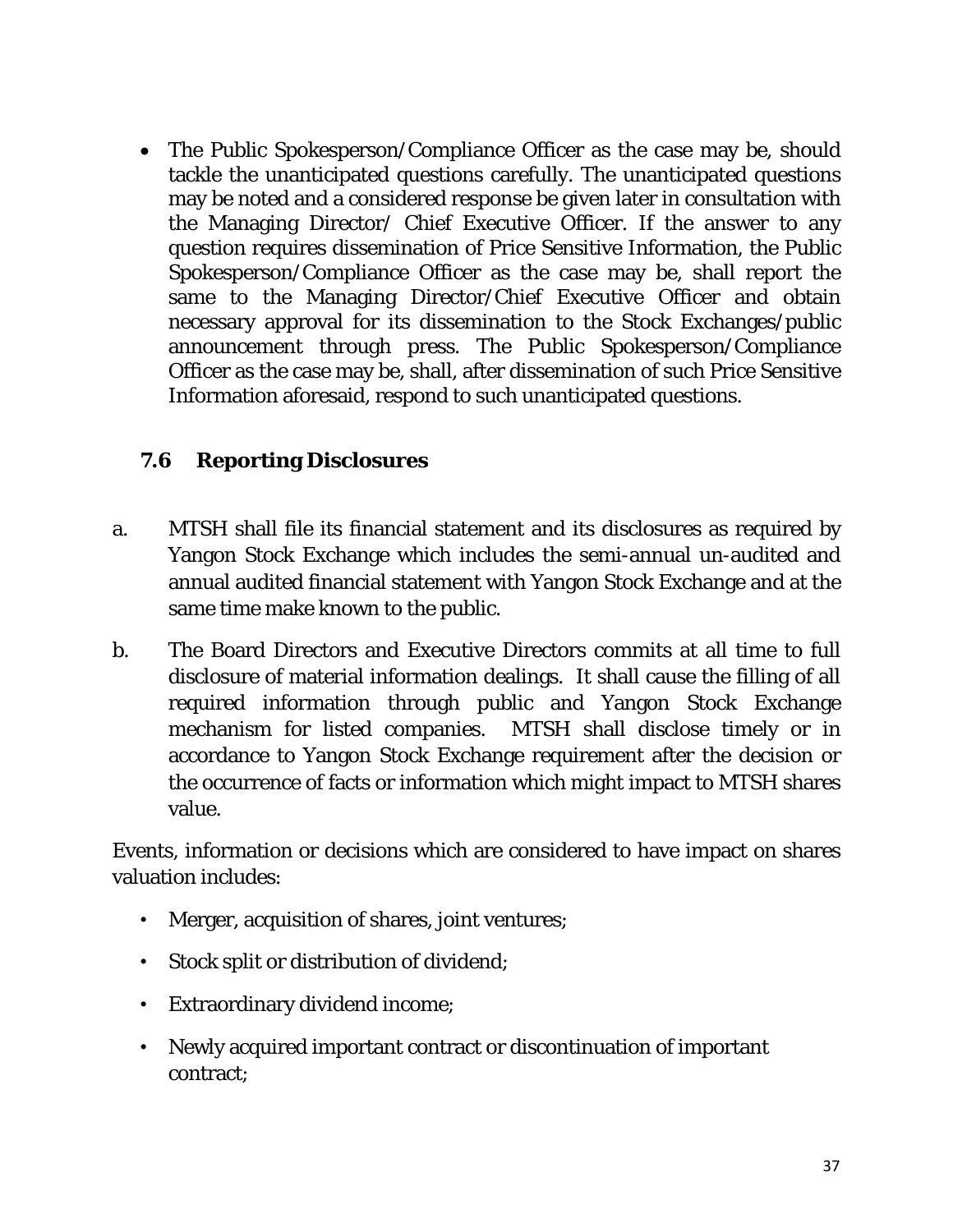- The Public Spokesperson/Compliance Officer as the case may be, should tackle the unanticipated questions carefully. The unanticipated questions may be noted and a considered response be given later in consultation with the Managing Director/ Chief Executive Officer. If the answer to any question requires dissemination of Price Sensitive Information, the Public Spokesperson/Compliance Officer as the case may be, shall report the same to the Managing Director/Chief Executive Officer and obtain necessary approval for its dissemination to the Stock Exchanges/public announcement through press. The Public Spokesperson/Compliance Officer as the case may be, shall, after dissemination of such Price Sensitive Information aforesaid, respond to such unanticipated questions.

### 7.6 Reporting Disclosures

a. MTSH shall file its financial statement and its disclosures as required by Yangon Stock Exchange which includes the semi-annual un-audited and annual audited financial statement with Yangon Stock Exchange and at the same time make known to the public.

b. The Board Directors and Executive Directors commits at all time to full disclosure of material information dealings. It shall cause the filling of all required information through public and Yangon Stock Exchange mechanism for listed companies. MTSH shall disclose timely or in accordance to Yangon Stock Exchange requirement after the decision or the occurrence of facts or information which might impact to MTSH shares value.

Events, information or decisions which are considered to have impact on shares valuation includes:

- Merger, acquisition of shares, joint ventures;
- Stock split or distribution of dividend;
- Extraordinary dividend income;
- Newly acquired important contract or discontinuation of important contract;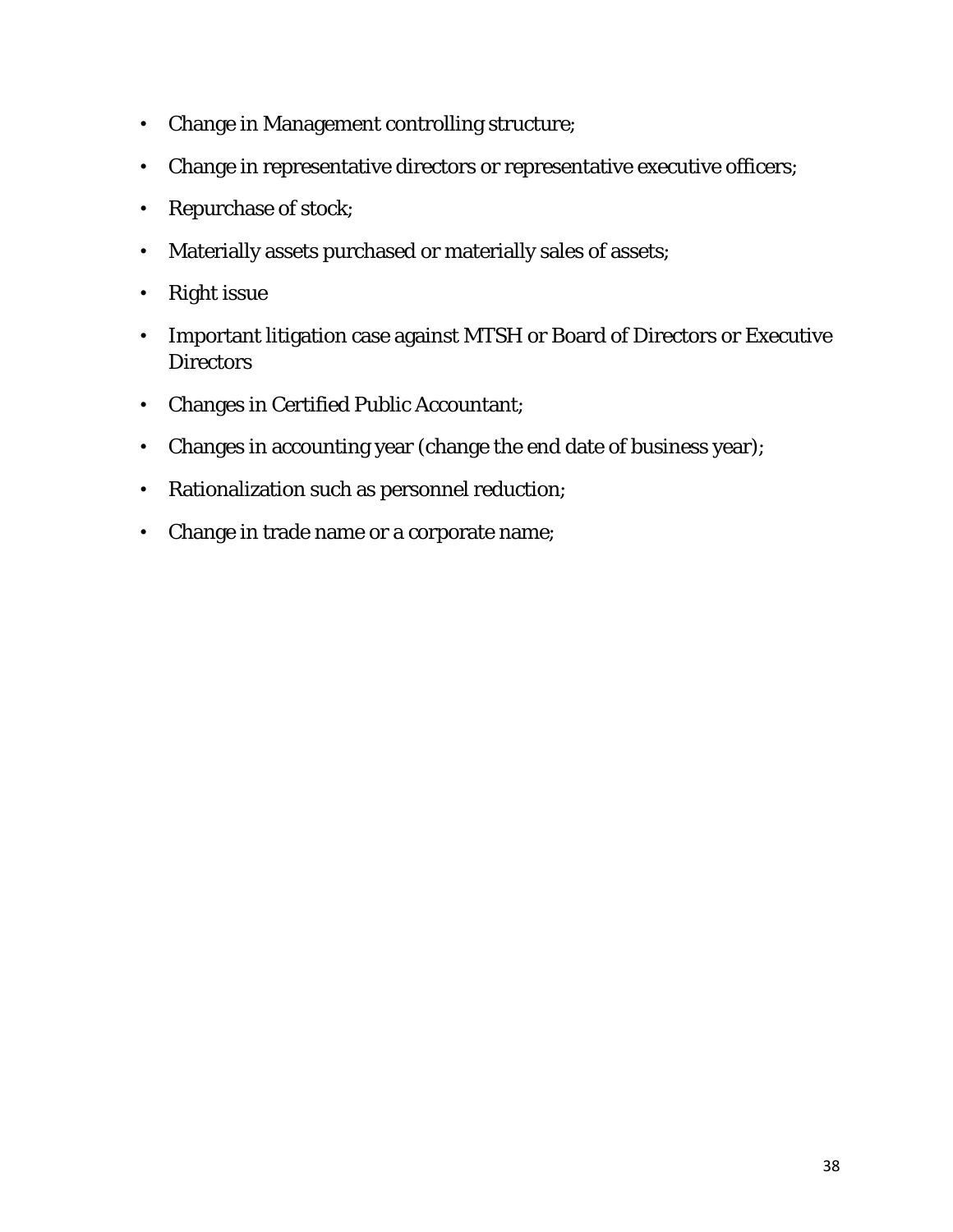- Change in Management controlling structure;
- Change in representative directors or representative executive officers;
- Repurchase of stock;
- Materially assets purchased or materially sales of assets;
- Right issue
- Important litigation case against MTSH or Board of Directors or Executive Directors
- Changes in Certified Public Accountant;
- Changes in accounting year (change the end date of business year);
- Rationalization such as personnel reduction;
- Change in trade name or a corporate name;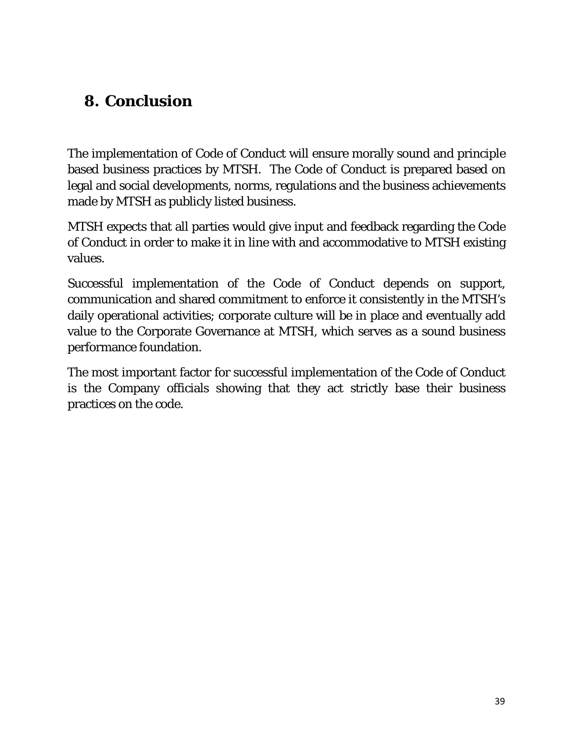## 8. Conclusion

The implementation of Code of Conduct will ensure morally sound and principle based business practices by MTSH. The Code of Conduct is prepared based on legal and social developments, norms, regulations and the business achievements made by MTSH as publicly listed business.

MTSH expects that all parties would give input and feedback regarding the Code of Conduct in order to make it in line with and accommodative to MTSH existing values.

Successful implementation of the Code of Conduct depends on support, communication and shared commitment to enforce it consistently in the MTSH's daily operational activities; corporate culture will be in place and eventually add value to the Corporate Governance at MTSH, which serves as a sound business performance foundation.

The most important factor for successful implementation of the Code of Conduct is the Company officials showing that they act strictly base their business practices on the code.